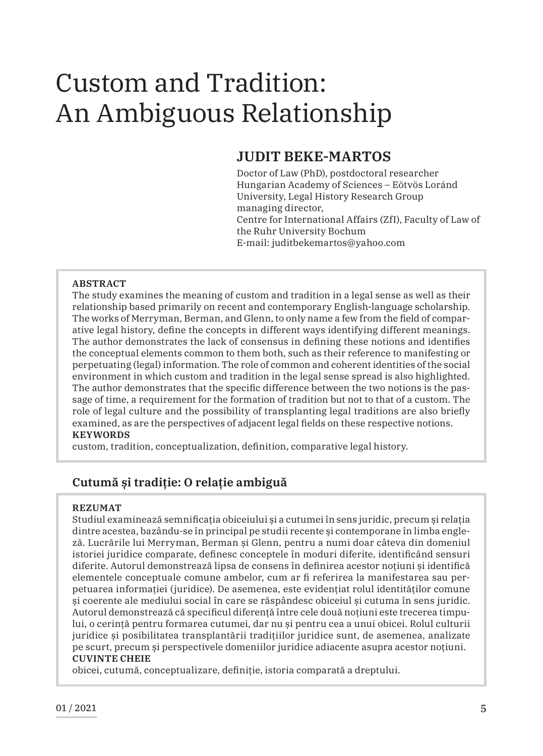# Custom and Tradition: An Ambiguous Relationship

## JUDIT BEKE-MARTOS

Doctor of Law (PhD), postdoctoral researcher
Hungarian Academy of Sciences – Eötvös Loránd University, Legal History Research Group
managing director,
Centre for International Affairs (ZfI), Faculty of Law of the Ruhr University Bochum
E-mail: juditbekemartos@yahoo.com

**ABSTRACT**

The study examines the meaning of custom and tradition in a legal sense as well as their relationship based primarily on recent and contemporary English-language scholarship. The works of Merryman, Berman, and Glenn, to only name a few from the field of comparative legal history, define the concepts in different ways identifying different meanings. The author demonstrates the lack of consensus in defining these notions and identifies the conceptual elements common to them both, such as their reference to manifesting or perpetuating (legal) information. The role of common and coherent identities of the social environment in which custom and tradition in the legal sense spread is also highlighted. The author demonstrates that the specific difference between the two notions is the passage of time, a requirement for the formation of tradition but not to that of a custom. The role of legal culture and the possibility of transplanting legal traditions are also briefly examined, as are the perspectives of adjacent legal fields on these respective notions.

**KEYWORDS**

custom, tradition, conceptualization, definition, comparative legal history.

## Cutumă și tradiție: O relație ambiguă

**REZUMAT**

Studiul examinează semnificația obiceiului și a cutumei în sens juridic, precum și relația dintre acestea, bazându-se în principal pe studii recente și contemporane în limba engleză. Lucrările lui Merryman, Berman și Glenn, pentru a numi doar câteva din domeniul istoriei juridice comparate, definesc conceptele în moduri diferite, identificând sensuri diferite. Autorul demonstrează lipsa de consens în definirea acestor noțiuni și identifică elementele conceptuale comune ambelor, cum ar fi referirea la manifestarea sau perpetuarea informației (juridice). De asemenea, este evidențiat rolul identităților comune și coerente ale mediului social în care se răspândesc obiceiul și cutuma în sens juridic. Autorul demonstrează că specificul diferență între cele două noțiuni este trecerea timpului, o cerință pentru formarea cutumei, dar nu și pentru cea a unui obicei. Rolul culturii juridice și posibilitatea transplantării tradițiilor juridice sunt, de asemenea, analizate pe scurt, precum și perspectivele domeniilor juridice adiacente asupra acestor noțiuni.

**CUVINTE CHEIE**

obicei, cutumă, conceptualizare, definiție, istoria comparată a dreptului.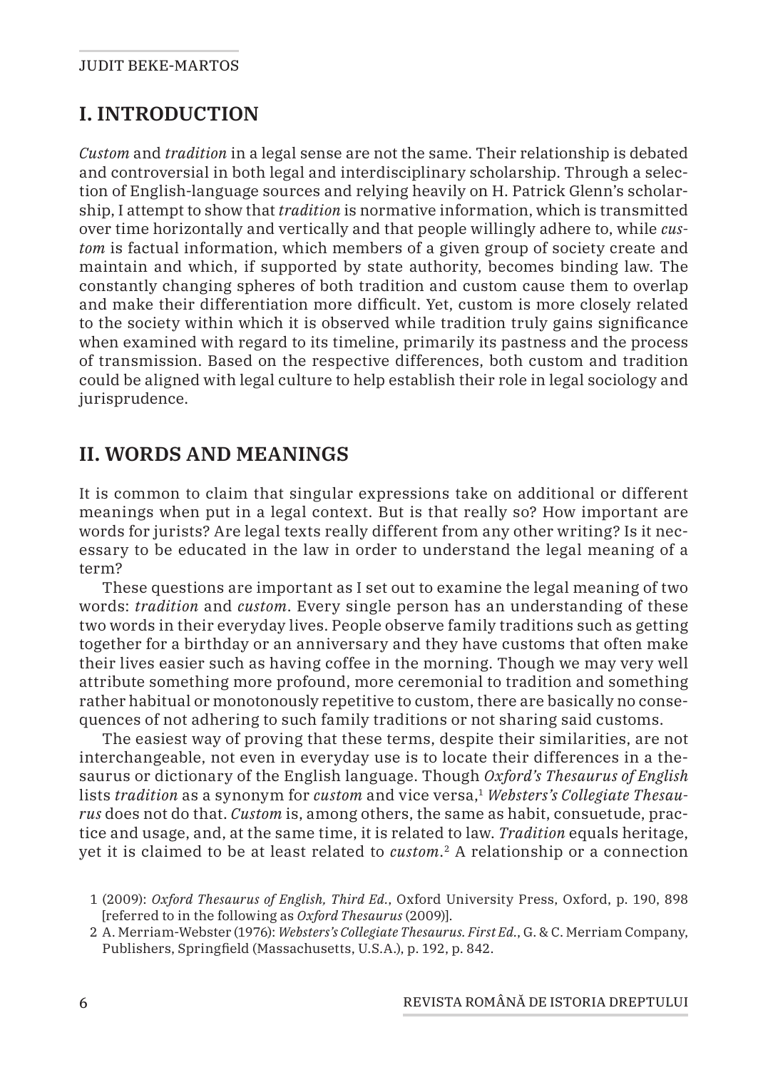## I. INTRODUCTION

*Custom* and *tradition* in a legal sense are not the same. Their relationship is debated and controversial in both legal and interdisciplinary scholarship. Through a selection of English-language sources and relying heavily on H. Patrick Glenn's scholarship, I attempt to show that *tradition* is normative information, which is transmitted over time horizontally and vertically and that people willingly adhere to, while *custom* is factual information, which members of a given group of society create and maintain and which, if supported by state authority, becomes binding law. The constantly changing spheres of both tradition and custom cause them to overlap and make their differentiation more difficult. Yet, custom is more closely related to the society within which it is observed while tradition truly gains significance when examined with regard to its timeline, primarily its pastness and the process of transmission. Based on the respective differences, both custom and tradition could be aligned with legal culture to help establish their role in legal sociology and jurisprudence.

## II. WORDS AND MEANINGS

It is common to claim that singular expressions take on additional or different meanings when put in a legal context. But is that really so? How important are words for jurists? Are legal texts really different from any other writing? Is it necessary to be educated in the law in order to understand the legal meaning of a term?

These questions are important as I set out to examine the legal meaning of two words: *tradition* and *custom*. Every single person has an understanding of these two words in their everyday lives. People observe family traditions such as getting together for a birthday or an anniversary and they have customs that often make their lives easier such as having coffee in the morning. Though we may very well attribute something more profound, more ceremonial to tradition and something rather habitual or monotonously repetitive to custom, there are basically no consequences of not adhering to such family traditions or not sharing said customs.

The easiest way of proving that these terms, despite their similarities, are not interchangeable, not even in everyday use is to locate their differences in a thesaurus or dictionary of the English language. Though *Oxford's Thesaurus of English* lists *tradition* as a synonym for *custom* and vice versa,[1] *Websters's Collegiate Thesaurus* does not do that. *Custom* is, among others, the same as habit, consuetude, practice and usage, and, at the same time, it is related to law. *Tradition* equals heritage, yet it is claimed to be at least related to *custom*.[2] A relationship or a connection

1 (2009): *Oxford Thesaurus of English, Third Ed.*, Oxford University Press, Oxford, p. 190, 898 [referred to in the following as *Oxford Thesaurus* (2009)].

2 A. Merriam-Webster (1976): *Websters's Collegiate Thesaurus. First Ed.*, G. & C. Merriam Company, Publishers, Springfield (Massachusetts, U.S.A.), p. 192, p. 842.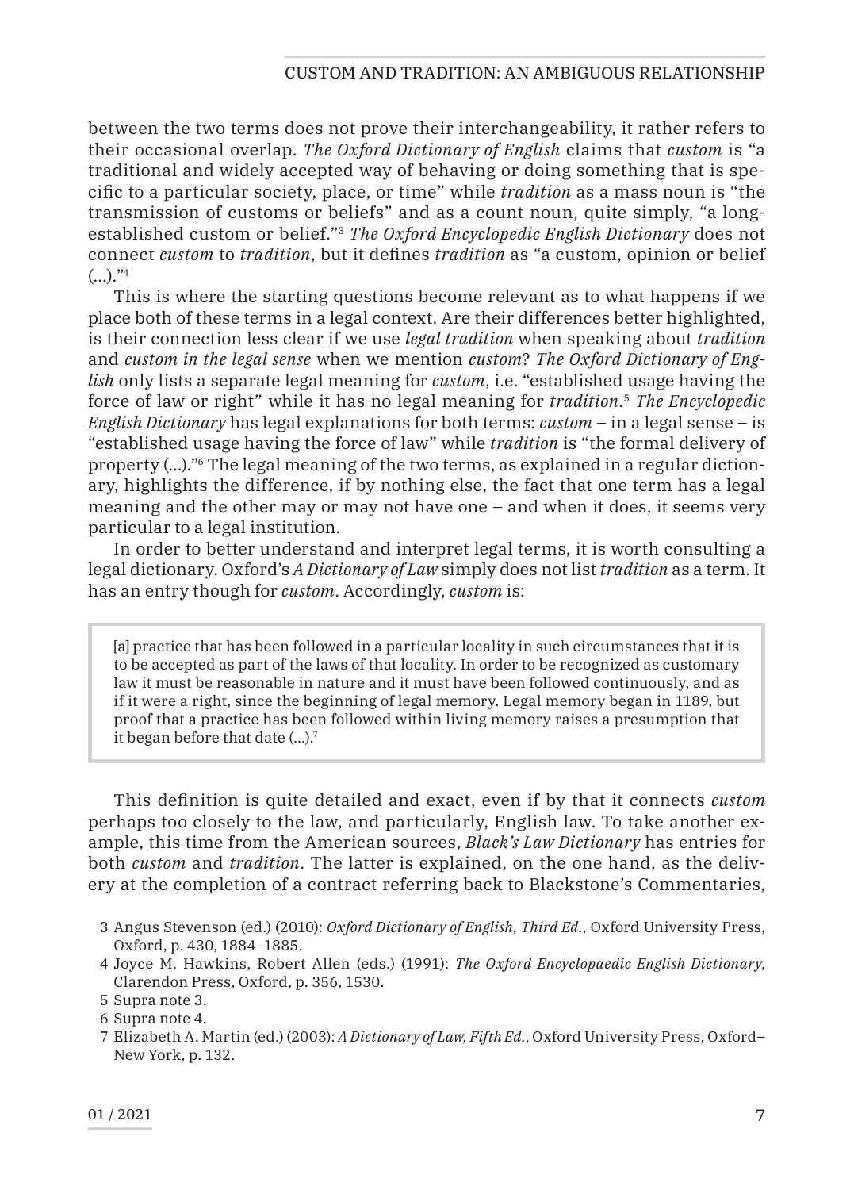between the two terms does not prove their interchangeability, it rather refers to their occasional overlap. *The Oxford Dictionary of English* claims that *custom* is "a traditional and widely accepted way of behaving or doing something that is specific to a particular society, place, or time" while *tradition* as a mass noun is "the transmission of customs or beliefs" and as a count noun, quite simply, "a long-established custom or belief."[3] *The Oxford Encyclopedic English Dictionary* does not connect *custom* to *tradition*, but it defines *tradition* as "a custom, opinion or belief (…)."[4]

This is where the starting questions become relevant as to what happens if we place both of these terms in a legal context. Are their differences better highlighted, is their connection less clear if we use *legal tradition* when speaking about *tradition* and *custom in the legal sense* when we mention *custom*? *The Oxford Dictionary of English* only lists a separate legal meaning for *custom*, i.e. "established usage having the force of law or right" while it has no legal meaning for *tradition*.[5] *The Encyclopedic English Dictionary* has legal explanations for both terms: *custom* – in a legal sense – is "established usage having the force of law" while *tradition* is "the formal delivery of property (…)."[6] The legal meaning of the two terms, as explained in a regular dictionary, highlights the difference, if by nothing else, the fact that one term has a legal meaning and the other may or may not have one – and when it does, it seems very particular to a legal institution.

In order to better understand and interpret legal terms, it is worth consulting a legal dictionary. Oxford's *A Dictionary of Law* simply does not list *tradition* as a term. It has an entry though for *custom*. Accordingly, *custom* is:

> [a] practice that has been followed in a particular locality in such circumstances that it is to be accepted as part of the laws of that locality. In order to be recognized as customary law it must be reasonable in nature and it must have been followed continuously, and as if it were a right, since the beginning of legal memory. Legal memory began in 1189, but proof that a practice has been followed within living memory raises a presumption that it began before that date (…).[7]

This definition is quite detailed and exact, even if by that it connects *custom* perhaps too closely to the law, and particularly, English law. To take another example, this time from the American sources, *Black's Law Dictionary* has entries for both *custom* and *tradition*. The latter is explained, on the one hand, as the delivery at the completion of a contract referring back to Blackstone's Commentaries,

3 Angus Stevenson (ed.) (2010): *Oxford Dictionary of English, Third Ed.*, Oxford University Press, Oxford, p. 430, 1884–1885.

4 Joyce M. Hawkins, Robert Allen (eds.) (1991): *The Oxford Encyclopaedic English Dictionary*, Clarendon Press, Oxford, p. 356, 1530.

5 Supra note 3.

6 Supra note 4.

7 Elizabeth A. Martin (ed.) (2003): *A Dictionary of Law, Fifth Ed.*, Oxford University Press, Oxford–New York, p. 132.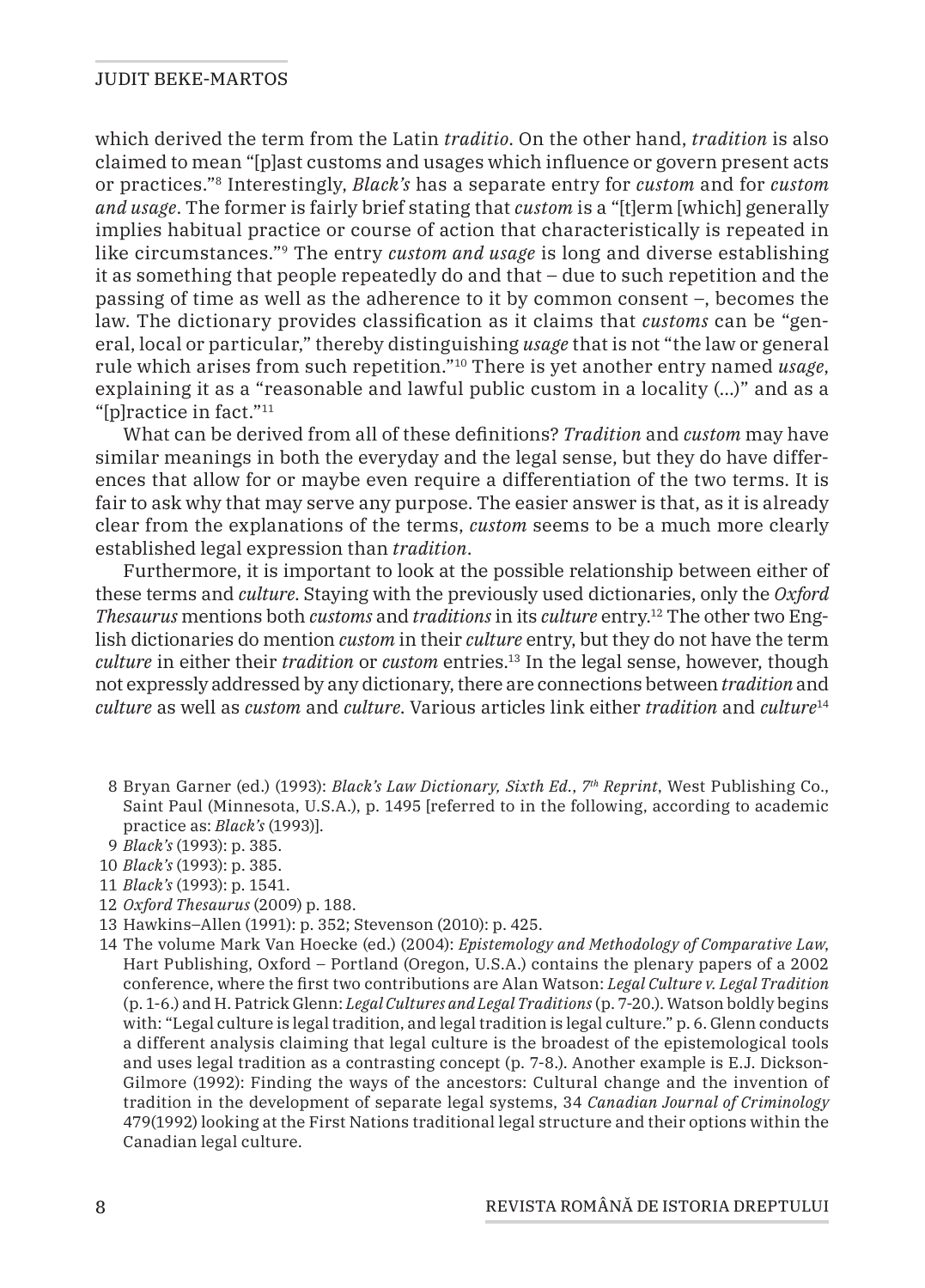which derived the term from the Latin *traditio*. On the other hand, *tradition* is also claimed to mean "[p]ast customs and usages which influence or govern present acts or practices."[8] Interestingly, *Black's* has a separate entry for *custom* and for *custom and usage*. The former is fairly brief stating that *custom* is a "[t]erm [which] generally implies habitual practice or course of action that characteristically is repeated in like circumstances."[9] The entry *custom and usage* is long and diverse establishing it as something that people repeatedly do and that – due to such repetition and the passing of time as well as the adherence to it by common consent –, becomes the law. The dictionary provides classification as it claims that *customs* can be "general, local or particular," thereby distinguishing *usage* that is not "the law or general rule which arises from such repetition."[10] There is yet another entry named *usage*, explaining it as a "reasonable and lawful public custom in a locality (…)" and as a "[p]ractice in fact."[11]

What can be derived from all of these definitions? *Tradition* and *custom* may have similar meanings in both the everyday and the legal sense, but they do have differences that allow for or maybe even require a differentiation of the two terms. It is fair to ask why that may serve any purpose. The easier answer is that, as it is already clear from the explanations of the terms, *custom* seems to be a much more clearly established legal expression than *tradition*.

Furthermore, it is important to look at the possible relationship between either of these terms and *culture*. Staying with the previously used dictionaries, only the *Oxford Thesaurus* mentions both *customs* and *traditions* in its *culture* entry.[12] The other two English dictionaries do mention *custom* in their *culture* entry, but they do not have the term *culture* in either their *tradition* or *custom* entries.[13] In the legal sense, however, though not expressly addressed by any dictionary, there are connections between *tradition* and *culture* as well as *custom* and *culture*. Various articles link either *tradition* and *culture*[14]

8 Bryan Garner (ed.) (1993): *Black's Law Dictionary, Sixth Ed., 7th Reprint*, West Publishing Co., Saint Paul (Minnesota, U.S.A.), p. 1495 [referred to in the following, according to academic practice as: *Black's* (1993)].

9 *Black's* (1993): p. 385.

10 *Black's* (1993): p. 385.

11 *Black's* (1993): p. 1541.

12 *Oxford Thesaurus* (2009) p. 188.

13 Hawkins–Allen (1991): p. 352; Stevenson (2010): p. 425.

14 The volume Mark Van Hoecke (ed.) (2004): *Epistemology and Methodology of Comparative Law*, Hart Publishing, Oxford – Portland (Oregon, U.S.A.) contains the plenary papers of a 2002 conference, where the first two contributions are Alan Watson: *Legal Culture v. Legal Tradition* (p. 1-6.) and H. Patrick Glenn: *Legal Cultures and Legal Traditions* (p. 7-20.). Watson boldly begins with: "Legal culture is legal tradition, and legal tradition is legal culture." p. 6. Glenn conducts a different analysis claiming that legal culture is the broadest of the epistemological tools and uses legal tradition as a contrasting concept (p. 7-8.). Another example is E.J. Dickson-Gilmore (1992): Finding the ways of the ancestors: Cultural change and the invention of tradition in the development of separate legal systems, 34 *Canadian Journal of Criminology* 479(1992) looking at the First Nations traditional legal structure and their options within the Canadian legal culture.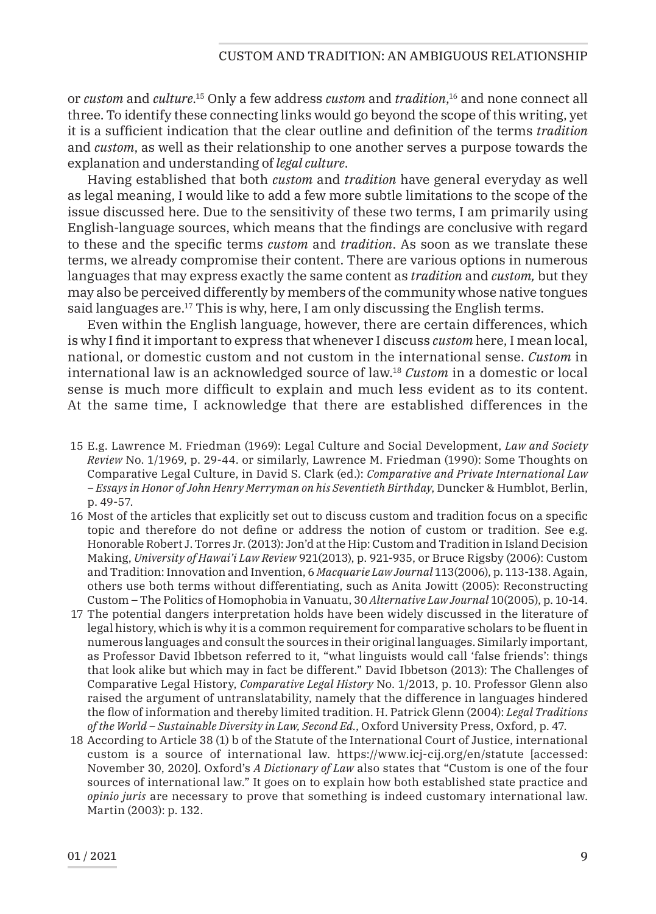or *custom* and *culture*.[15] Only a few address *custom* and *tradition*,[16] and none connect all three. To identify these connecting links would go beyond the scope of this writing, yet it is a sufficient indication that the clear outline and definition of the terms *tradition* and *custom*, as well as their relationship to one another serves a purpose towards the explanation and understanding of *legal culture*.

Having established that both *custom* and *tradition* have general everyday as well as legal meaning, I would like to add a few more subtle limitations to the scope of the issue discussed here. Due to the sensitivity of these two terms, I am primarily using English-language sources, which means that the findings are conclusive with regard to these and the specific terms *custom* and *tradition*. As soon as we translate these terms, we already compromise their content. There are various options in numerous languages that may express exactly the same content as *tradition* and *custom,* but they may also be perceived differently by members of the community whose native tongues said languages are.[17] This is why, here, I am only discussing the English terms.

Even within the English language, however, there are certain differences, which is why I find it important to express that whenever I discuss *custom* here, I mean local, national, or domestic custom and not custom in the international sense. *Custom* in international law is an acknowledged source of law.[18] *Custom* in a domestic or local sense is much more difficult to explain and much less evident as to its content. At the same time, I acknowledge that there are established differences in the

15 E.g. Lawrence M. Friedman (1969): Legal Culture and Social Development, *Law and Society Review* No. 1/1969, p. 29-44. or similarly, Lawrence M. Friedman (1990): Some Thoughts on Comparative Legal Culture, in David S. Clark (ed.): *Comparative and Private International Law – Essays in Honor of John Henry Merryman on his Seventieth Birthday*, Duncker & Humblot, Berlin, p. 49-57.

16 Most of the articles that explicitly set out to discuss custom and tradition focus on a specific topic and therefore do not define or address the notion of custom or tradition. See e.g. Honorable Robert J. Torres Jr. (2013): Jon'd at the Hip: Custom and Tradition in Island Decision Making, *University of Hawai'i Law Review* 921(2013), p. 921-935, or Bruce Rigsby (2006): Custom and Tradition: Innovation and Invention, 6 *Macquarie Law Journal* 113(2006), p. 113-138. Again, others use both terms without differentiating, such as Anita Jowitt (2005): Reconstructing Custom – The Politics of Homophobia in Vanuatu, 30 *Alternative Law Journal* 10(2005), p. 10-14.

17 The potential dangers interpretation holds have been widely discussed in the literature of legal history, which is why it is a common requirement for comparative scholars to be fluent in numerous languages and consult the sources in their original languages. Similarly important, as Professor David Ibbetson referred to it, "what linguists would call 'false friends': things that look alike but which may in fact be different." David Ibbetson (2013): The Challenges of Comparative Legal History, *Comparative Legal History* No. 1/2013, p. 10. Professor Glenn also raised the argument of untranslatability, namely that the difference in languages hindered the flow of information and thereby limited tradition. H. Patrick Glenn (2004): *Legal Traditions of the World – Sustainable Diversity in Law, Second Ed.*, Oxford University Press, Oxford, p. 47.

18 According to Article 38 (1) b of the Statute of the International Court of Justice, international custom is a source of international law. https://www.icj-cij.org/en/statute [accessed: November 30, 2020]. Oxford's *A Dictionary of Law* also states that "Custom is one of the four sources of international law." It goes on to explain how both established state practice and *opinio juris* are necessary to prove that something is indeed customary international law. Martin (2003): p. 132.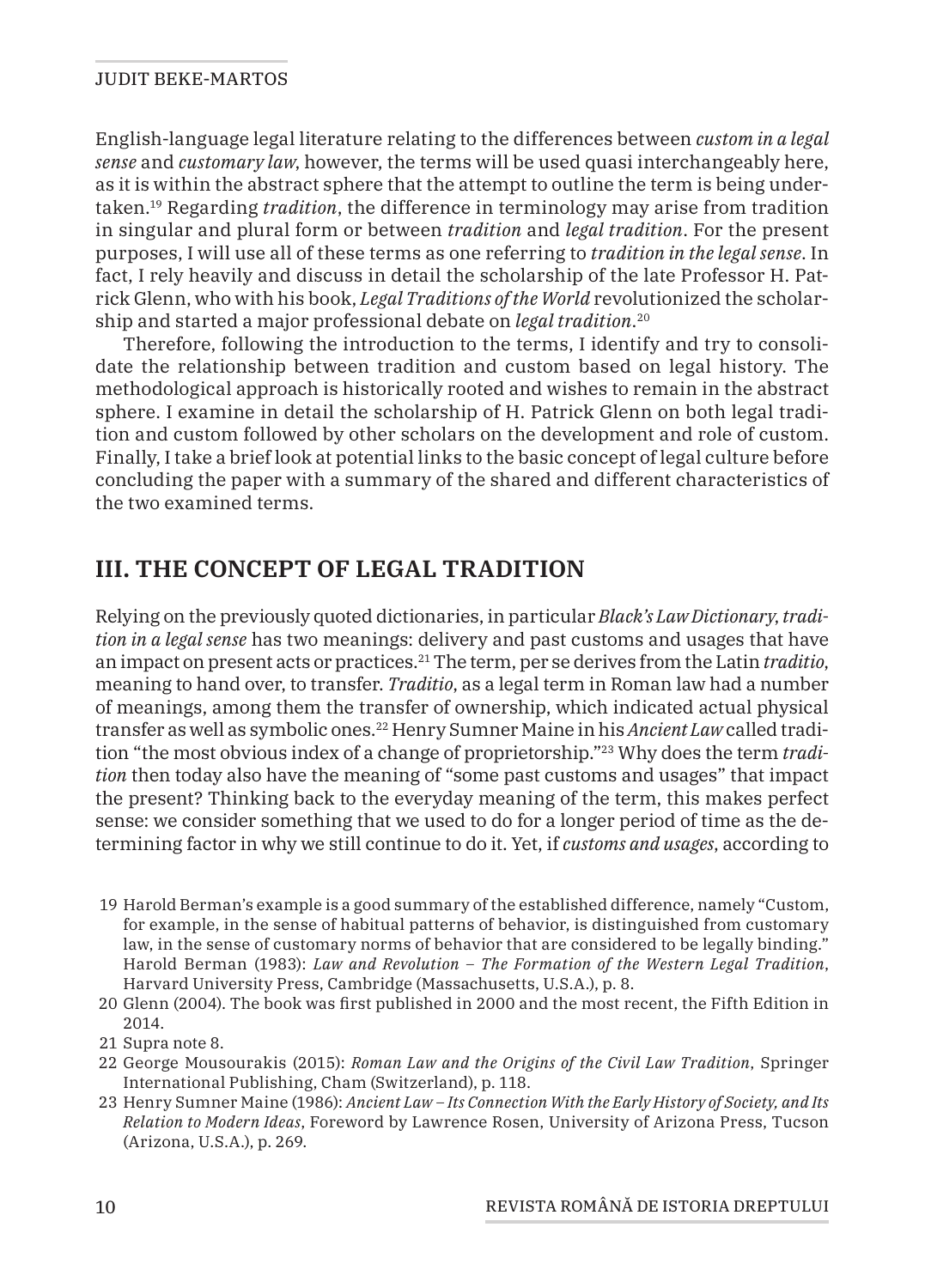English-language legal literature relating to the differences between *custom in a legal sense* and *customary law*, however, the terms will be used quasi interchangeably here, as it is within the abstract sphere that the attempt to outline the term is being undertaken.[19] Regarding *tradition*, the difference in terminology may arise from tradition in singular and plural form or between *tradition* and *legal tradition*. For the present purposes, I will use all of these terms as one referring to *tradition in the legal sense*. In fact, I rely heavily and discuss in detail the scholarship of the late Professor H. Patrick Glenn, who with his book, *Legal Traditions of the World* revolutionized the scholarship and started a major professional debate on *legal tradition*.[20]

Therefore, following the introduction to the terms, I identify and try to consolidate the relationship between tradition and custom based on legal history. The methodological approach is historically rooted and wishes to remain in the abstract sphere. I examine in detail the scholarship of H. Patrick Glenn on both legal tradition and custom followed by other scholars on the development and role of custom. Finally, I take a brief look at potential links to the basic concept of legal culture before concluding the paper with a summary of the shared and different characteristics of the two examined terms.

## III. THE CONCEPT OF LEGAL TRADITION

Relying on the previously quoted dictionaries, in particular *Black's Law Dictionary*, *tradition in a legal sense* has two meanings: delivery and past customs and usages that have an impact on present acts or practices.[21] The term, per se derives from the Latin *traditio*, meaning to hand over, to transfer. *Traditio*, as a legal term in Roman law had a number of meanings, among them the transfer of ownership, which indicated actual physical transfer as well as symbolic ones.[22] Henry Sumner Maine in his *Ancient Law* called tradition "the most obvious index of a change of proprietorship."[23] Why does the term *tradition* then today also have the meaning of "some past customs and usages" that impact the present? Thinking back to the everyday meaning of the term, this makes perfect sense: we consider something that we used to do for a longer period of time as the determining factor in why we still continue to do it. Yet, if *customs and usages*, according to

19 Harold Berman's example is a good summary of the established difference, namely "Custom, for example, in the sense of habitual patterns of behavior, is distinguished from customary law, in the sense of customary norms of behavior that are considered to be legally binding." Harold Berman (1983): *Law and Revolution – The Formation of the Western Legal Tradition*, Harvard University Press, Cambridge (Massachusetts, U.S.A.), p. 8.

20 Glenn (2004). The book was first published in 2000 and the most recent, the Fifth Edition in 2014.

21 Supra note 8.

22 George Mousourakis (2015): *Roman Law and the Origins of the Civil Law Tradition*, Springer International Publishing, Cham (Switzerland), p. 118.

23 Henry Sumner Maine (1986): *Ancient Law – Its Connection With the Early History of Society, and Its Relation to Modern Ideas*, Foreword by Lawrence Rosen, University of Arizona Press, Tucson (Arizona, U.S.A.), p. 269.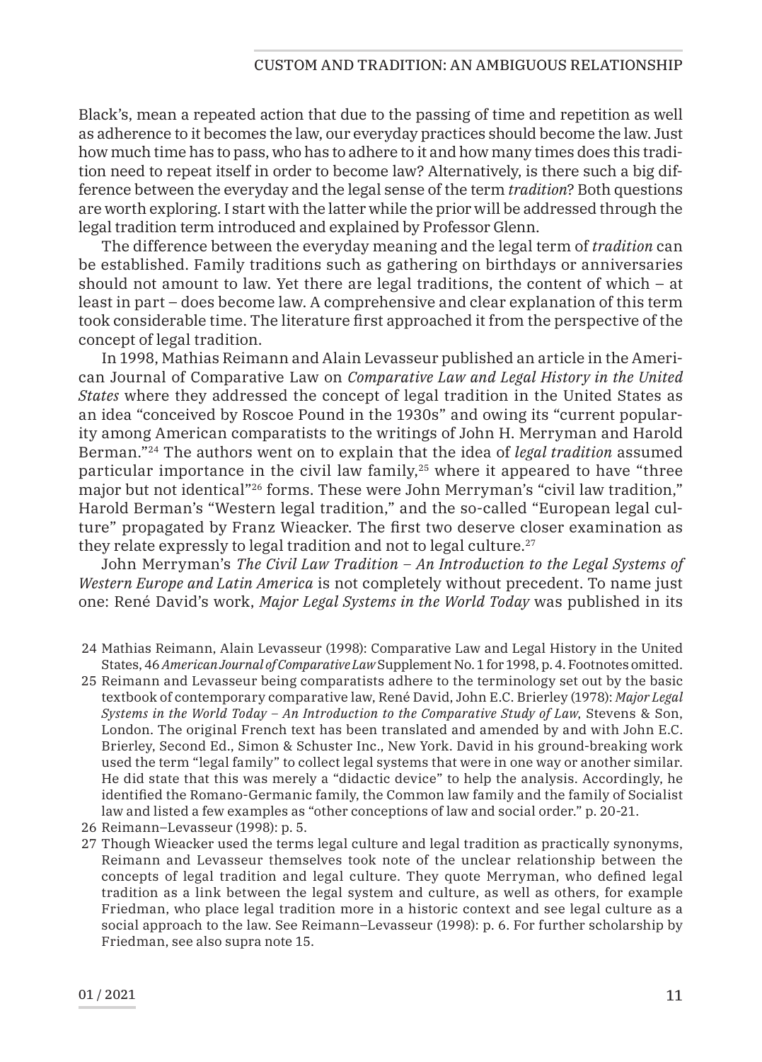Black's, mean a repeated action that due to the passing of time and repetition as well as adherence to it becomes the law, our everyday practices should become the law. Just how much time has to pass, who has to adhere to it and how many times does this tradition need to repeat itself in order to become law? Alternatively, is there such a big difference between the everyday and the legal sense of the term *tradition*? Both questions are worth exploring. I start with the latter while the prior will be addressed through the legal tradition term introduced and explained by Professor Glenn.

The difference between the everyday meaning and the legal term of *tradition* can be established. Family traditions such as gathering on birthdays or anniversaries should not amount to law. Yet there are legal traditions, the content of which – at least in part – does become law. A comprehensive and clear explanation of this term took considerable time. The literature first approached it from the perspective of the concept of legal tradition.

In 1998, Mathias Reimann and Alain Levasseur published an article in the American Journal of Comparative Law on *Comparative Law and Legal History in the United States* where they addressed the concept of legal tradition in the United States as an idea "conceived by Roscoe Pound in the 1930s" and owing its "current popularity among American comparatists to the writings of John H. Merryman and Harold Berman."[24] The authors went on to explain that the idea of *legal tradition* assumed particular importance in the civil law family,[25] where it appeared to have "three major but not identical"[26] forms. These were John Merryman's "civil law tradition," Harold Berman's "Western legal tradition," and the so-called "European legal culture" propagated by Franz Wieacker. The first two deserve closer examination as they relate expressly to legal tradition and not to legal culture.[27]

John Merryman's *The Civil Law Tradition – An Introduction to the Legal Systems of Western Europe and Latin America* is not completely without precedent. To name just one: René David's work, *Major Legal Systems in the World Today* was published in its

24 Mathias Reimann, Alain Levasseur (1998): Comparative Law and Legal History in the United States, 46 *American Journal of Comparative Law* Supplement No. 1 for 1998, p. 4. Footnotes omitted.

25 Reimann and Levasseur being comparatists adhere to the terminology set out by the basic textbook of contemporary comparative law, René David, John E.C. Brierley (1978): *Major Legal Systems in the World Today – An Introduction to the Comparative Study of Law*, Stevens & Son, London. The original French text has been translated and amended by and with John E.C. Brierley, Second Ed., Simon & Schuster Inc., New York. David in his ground-breaking work used the term "legal family" to collect legal systems that were in one way or another similar. He did state that this was merely a "didactic device" to help the analysis. Accordingly, he identified the Romano-Germanic family, the Common law family and the family of Socialist law and listed a few examples as "other conceptions of law and social order." p. 20-21.

26 Reimann–Levasseur (1998): p. 5.

27 Though Wieacker used the terms legal culture and legal tradition as practically synonyms, Reimann and Levasseur themselves took note of the unclear relationship between the concepts of legal tradition and legal culture. They quote Merryman, who defined legal tradition as a link between the legal system and culture, as well as others, for example Friedman, who place legal tradition more in a historic context and see legal culture as a social approach to the law. See Reimann–Levasseur (1998): p. 6. For further scholarship by Friedman, see also supra note 15.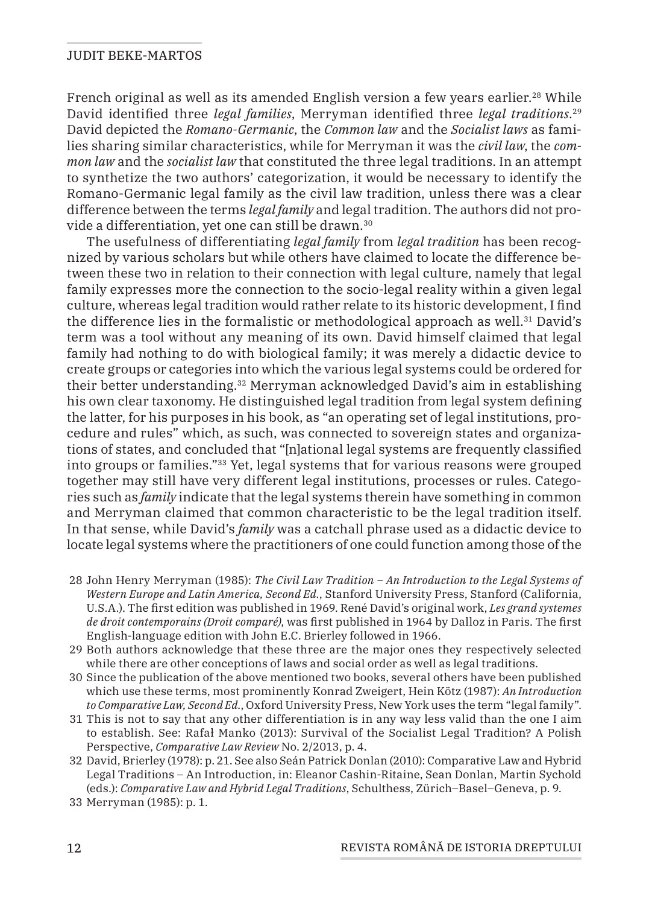French original as well as its amended English version a few years earlier.[28] While David identified three *legal families*, Merryman identified three *legal traditions*.[29] David depicted the *Romano-Germanic*, the *Common law* and the *Socialist laws* as families sharing similar characteristics, while for Merryman it was the *civil law*, the *common law* and the *socialist law* that constituted the three legal traditions. In an attempt to synthetize the two authors' categorization, it would be necessary to identify the Romano-Germanic legal family as the civil law tradition, unless there was a clear difference between the terms *legal family* and legal tradition. The authors did not provide a differentiation, yet one can still be drawn.[30]

The usefulness of differentiating *legal family* from *legal tradition* has been recognized by various scholars but while others have claimed to locate the difference between these two in relation to their connection with legal culture, namely that legal family expresses more the connection to the socio-legal reality within a given legal culture, whereas legal tradition would rather relate to its historic development, I find the difference lies in the formalistic or methodological approach as well.[31] David's term was a tool without any meaning of its own. David himself claimed that legal family had nothing to do with biological family; it was merely a didactic device to create groups or categories into which the various legal systems could be ordered for their better understanding.[32] Merryman acknowledged David's aim in establishing his own clear taxonomy. He distinguished legal tradition from legal system defining the latter, for his purposes in his book, as "an operating set of legal institutions, procedure and rules" which, as such, was connected to sovereign states and organizations of states, and concluded that "[n]ational legal systems are frequently classified into groups or families."[33] Yet, legal systems that for various reasons were grouped together may still have very different legal institutions, processes or rules. Categories such as *family* indicate that the legal systems therein have something in common and Merryman claimed that common characteristic to be the legal tradition itself. In that sense, while David's *family* was a catchall phrase used as a didactic device to locate legal systems where the practitioners of one could function among those of the

28 John Henry Merryman (1985): *The Civil Law Tradition – An Introduction to the Legal Systems of Western Europe and Latin America, Second Ed.*, Stanford University Press, Stanford (California, U.S.A.). The first edition was published in 1969. René David's original work, *Les grand systemes de droit contemporains (Droit comparé)*, was first published in 1964 by Dalloz in Paris. The first English-language edition with John E.C. Brierley followed in 1966.

29 Both authors acknowledge that these three are the major ones they respectively selected while there are other conceptions of laws and social order as well as legal traditions.

30 Since the publication of the above mentioned two books, several others have been published which use these terms, most prominently Konrad Zweigert, Hein Kötz (1987): *An Introduction to Comparative Law, Second Ed.*, Oxford University Press, New York uses the term "legal family".

31 This is not to say that any other differentiation is in any way less valid than the one I aim to establish. See: Rafał Manko (2013): Survival of the Socialist Legal Tradition? A Polish Perspective, *Comparative Law Review* No. 2/2013, p. 4.

32 David, Brierley (1978): p. 21. See also Seán Patrick Donlan (2010): Comparative Law and Hybrid Legal Traditions – An Introduction, in: Eleanor Cashin-Ritaine, Sean Donlan, Martin Sychold (eds.): *Comparative Law and Hybrid Legal Traditions*, Schulthess, Zürich–Basel–Geneva, p. 9.

33 Merryman (1985): p. 1.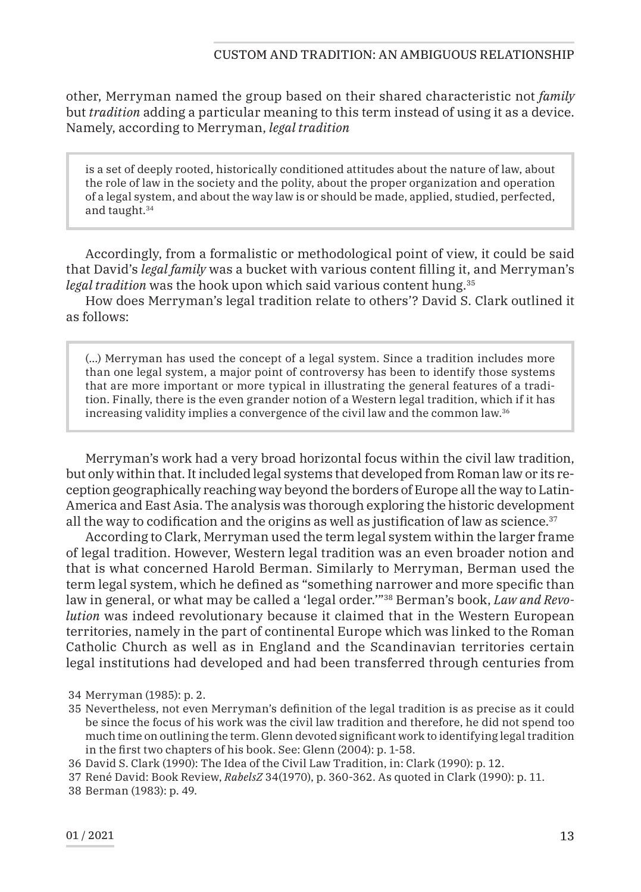other, Merryman named the group based on their shared characteristic not *family* but *tradition* adding a particular meaning to this term instead of using it as a device. Namely, according to Merryman, *legal tradition*

> is a set of deeply rooted, historically conditioned attitudes about the nature of law, about the role of law in the society and the polity, about the proper organization and operation of a legal system, and about the way law is or should be made, applied, studied, perfected, and taught.[34]

Accordingly, from a formalistic or methodological point of view, it could be said that David's *legal family* was a bucket with various content filling it, and Merryman's *legal tradition* was the hook upon which said various content hung.[35]

How does Merryman's legal tradition relate to others'? David S. Clark outlined it as follows:

> (...) Merryman has used the concept of a legal system. Since a tradition includes more than one legal system, a major point of controversy has been to identify those systems that are more important or more typical in illustrating the general features of a tradition. Finally, there is the even grander notion of a Western legal tradition, which if it has increasing validity implies a convergence of the civil law and the common law.[36]

Merryman's work had a very broad horizontal focus within the civil law tradition, but only within that. It included legal systems that developed from Roman law or its reception geographically reaching way beyond the borders of Europe all the way to Latin-America and East Asia. The analysis was thorough exploring the historic development all the way to codification and the origins as well as justification of law as science.[37]

According to Clark, Merryman used the term legal system within the larger frame of legal tradition. However, Western legal tradition was an even broader notion and that is what concerned Harold Berman. Similarly to Merryman, Berman used the term legal system, which he defined as "something narrower and more specific than law in general, or what may be called a 'legal order.'"[38] Berman's book, *Law and Revolution* was indeed revolutionary because it claimed that in the Western European territories, namely in the part of continental Europe which was linked to the Roman Catholic Church as well as in England and the Scandinavian territories certain legal institutions had developed and had been transferred through centuries from

34 Merryman (1985): p. 2.

35 Nevertheless, not even Merryman's definition of the legal tradition is as precise as it could be since the focus of his work was the civil law tradition and therefore, he did not spend too much time on outlining the term. Glenn devoted significant work to identifying legal tradition in the first two chapters of his book. See: Glenn (2004): p. 1-58.

36 David S. Clark (1990): The Idea of the Civil Law Tradition, in: Clark (1990): p. 12.

37 René David: Book Review, *RabelsZ* 34(1970), p. 360-362. As quoted in Clark (1990): p. 11.

38 Berman (1983): p. 49.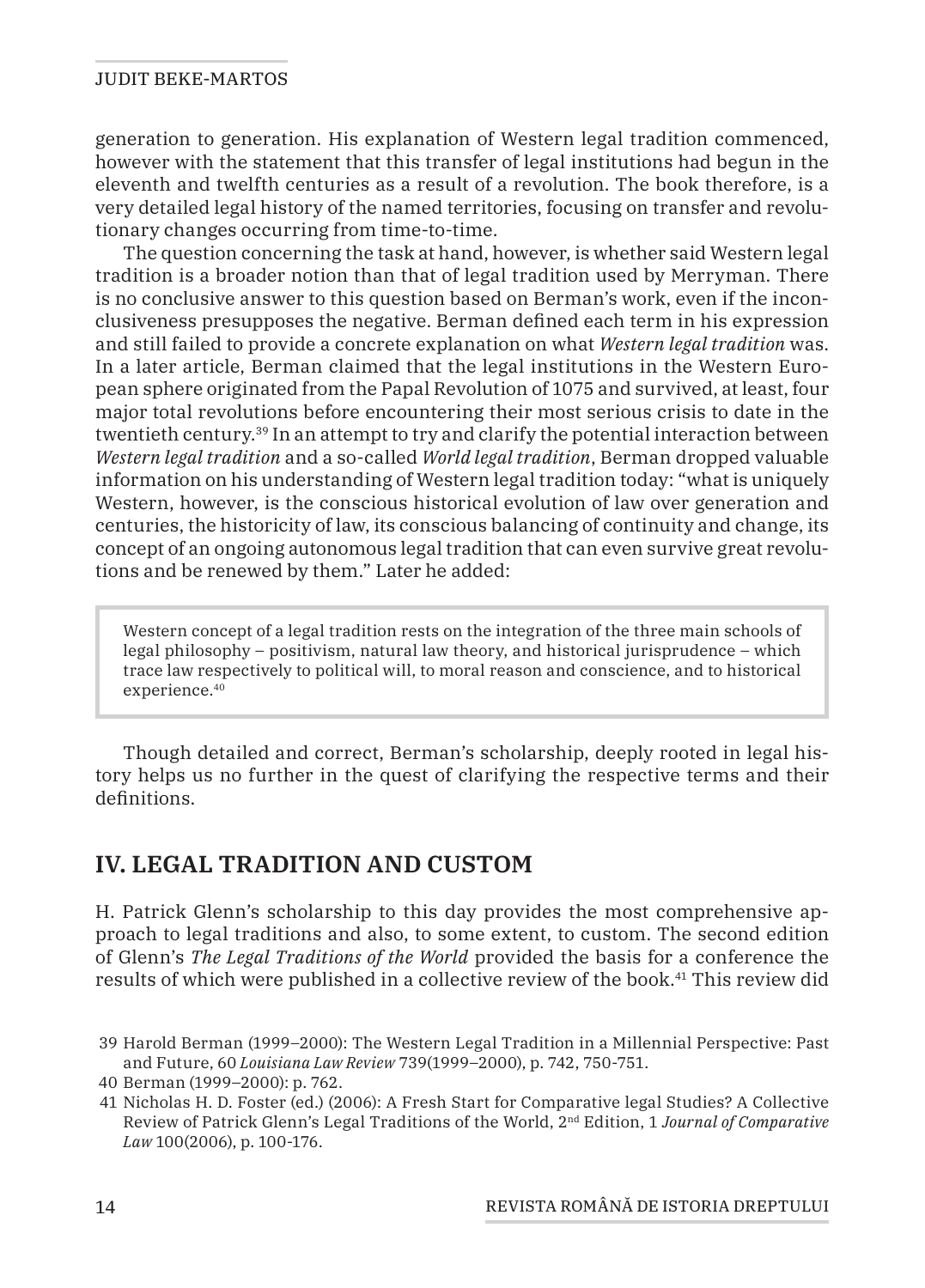generation to generation. His explanation of Western legal tradition commenced, however with the statement that this transfer of legal institutions had begun in the eleventh and twelfth centuries as a result of a revolution. The book therefore, is a very detailed legal history of the named territories, focusing on transfer and revolutionary changes occurring from time-to-time.

The question concerning the task at hand, however, is whether said Western legal tradition is a broader notion than that of legal tradition used by Merryman. There is no conclusive answer to this question based on Berman's work, even if the inconclusiveness presupposes the negative. Berman defined each term in his expression and still failed to provide a concrete explanation on what *Western legal tradition* was. In a later article, Berman claimed that the legal institutions in the Western European sphere originated from the Papal Revolution of 1075 and survived, at least, four major total revolutions before encountering their most serious crisis to date in the twentieth century.[39] In an attempt to try and clarify the potential interaction between *Western legal tradition* and a so-called *World legal tradition*, Berman dropped valuable information on his understanding of Western legal tradition today: "what is uniquely Western, however, is the conscious historical evolution of law over generation and centuries, the historicity of law, its conscious balancing of continuity and change, its concept of an ongoing autonomous legal tradition that can even survive great revolutions and be renewed by them." Later he added:

> Western concept of a legal tradition rests on the integration of the three main schools of legal philosophy – positivism, natural law theory, and historical jurisprudence – which trace law respectively to political will, to moral reason and conscience, and to historical experience.[40]

Though detailed and correct, Berman's scholarship, deeply rooted in legal history helps us no further in the quest of clarifying the respective terms and their definitions.

## IV. LEGAL TRADITION AND CUSTOM

H. Patrick Glenn's scholarship to this day provides the most comprehensive approach to legal traditions and also, to some extent, to custom. The second edition of Glenn's *The Legal Traditions of the World* provided the basis for a conference the results of which were published in a collective review of the book.[41] This review did

39 Harold Berman (1999–2000): The Western Legal Tradition in a Millennial Perspective: Past and Future, 60 *Louisiana Law Review* 739(1999–2000), p. 742, 750-751.

40 Berman (1999–2000): p. 762.

41 Nicholas H. D. Foster (ed.) (2006): A Fresh Start for Comparative legal Studies? A Collective Review of Patrick Glenn's Legal Traditions of the World, 2nd Edition, 1 *Journal of Comparative Law* 100(2006), p. 100-176.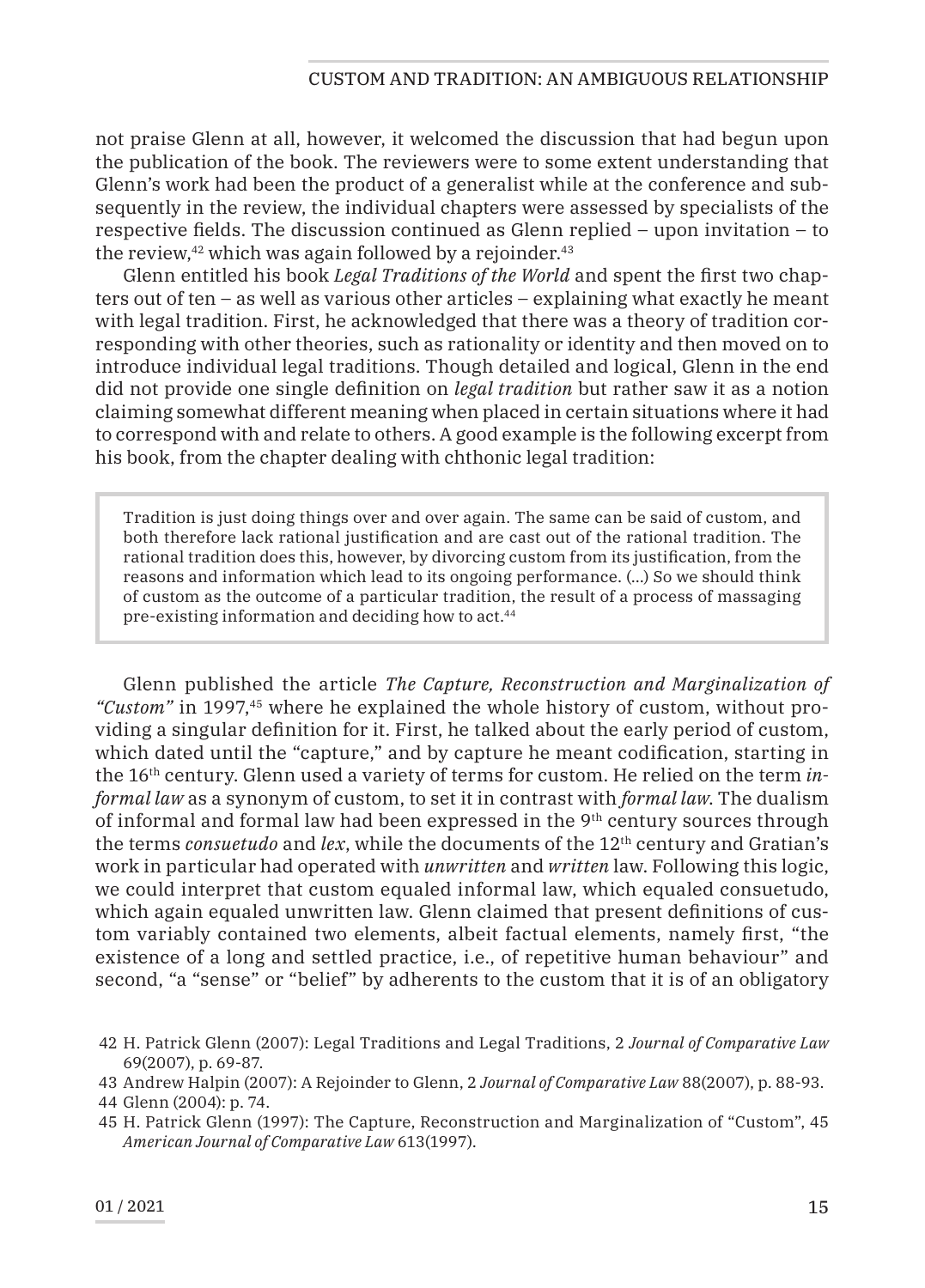not praise Glenn at all, however, it welcomed the discussion that had begun upon the publication of the book. The reviewers were to some extent understanding that Glenn's work had been the product of a generalist while at the conference and subsequently in the review, the individual chapters were assessed by specialists of the respective fields. The discussion continued as Glenn replied – upon invitation – to the review,[42] which was again followed by a rejoinder.[43]

Glenn entitled his book *Legal Traditions of the World* and spent the first two chapters out of ten – as well as various other articles – explaining what exactly he meant with legal tradition. First, he acknowledged that there was a theory of tradition corresponding with other theories, such as rationality or identity and then moved on to introduce individual legal traditions. Though detailed and logical, Glenn in the end did not provide one single definition on *legal tradition* but rather saw it as a notion claiming somewhat different meaning when placed in certain situations where it had to correspond with and relate to others. A good example is the following excerpt from his book, from the chapter dealing with chthonic legal tradition:

> Tradition is just doing things over and over again. The same can be said of custom, and both therefore lack rational justification and are cast out of the rational tradition. The rational tradition does this, however, by divorcing custom from its justification, from the reasons and information which lead to its ongoing performance. (…) So we should think of custom as the outcome of a particular tradition, the result of a process of massaging pre-existing information and deciding how to act.[44]

Glenn published the article *The Capture, Reconstruction and Marginalization of "Custom"* in 1997,[45] where he explained the whole history of custom, without providing a singular definition for it. First, he talked about the early period of custom, which dated until the "capture," and by capture he meant codification, starting in the 16th century. Glenn used a variety of terms for custom. He relied on the term *informal law* as a synonym of custom, to set it in contrast with *formal law*. The dualism of informal and formal law had been expressed in the 9th century sources through the terms *consuetudo* and *lex*, while the documents of the 12th century and Gratian's work in particular had operated with *unwritten* and *written* law. Following this logic, we could interpret that custom equaled informal law, which equaled consuetudo, which again equaled unwritten law. Glenn claimed that present definitions of custom variably contained two elements, albeit factual elements, namely first, "the existence of a long and settled practice, i.e., of repetitive human behaviour" and second, "a "sense" or "belief" by adherents to the custom that it is of an obligatory

42 H. Patrick Glenn (2007): Legal Traditions and Legal Traditions, 2 *Journal of Comparative Law* 69(2007), p. 69-87.

43 Andrew Halpin (2007): A Rejoinder to Glenn, 2 *Journal of Comparative Law* 88(2007), p. 88-93.

44 Glenn (2004): p. 74.

45 H. Patrick Glenn (1997): The Capture, Reconstruction and Marginalization of "Custom", 45 *American Journal of Comparative Law* 613(1997).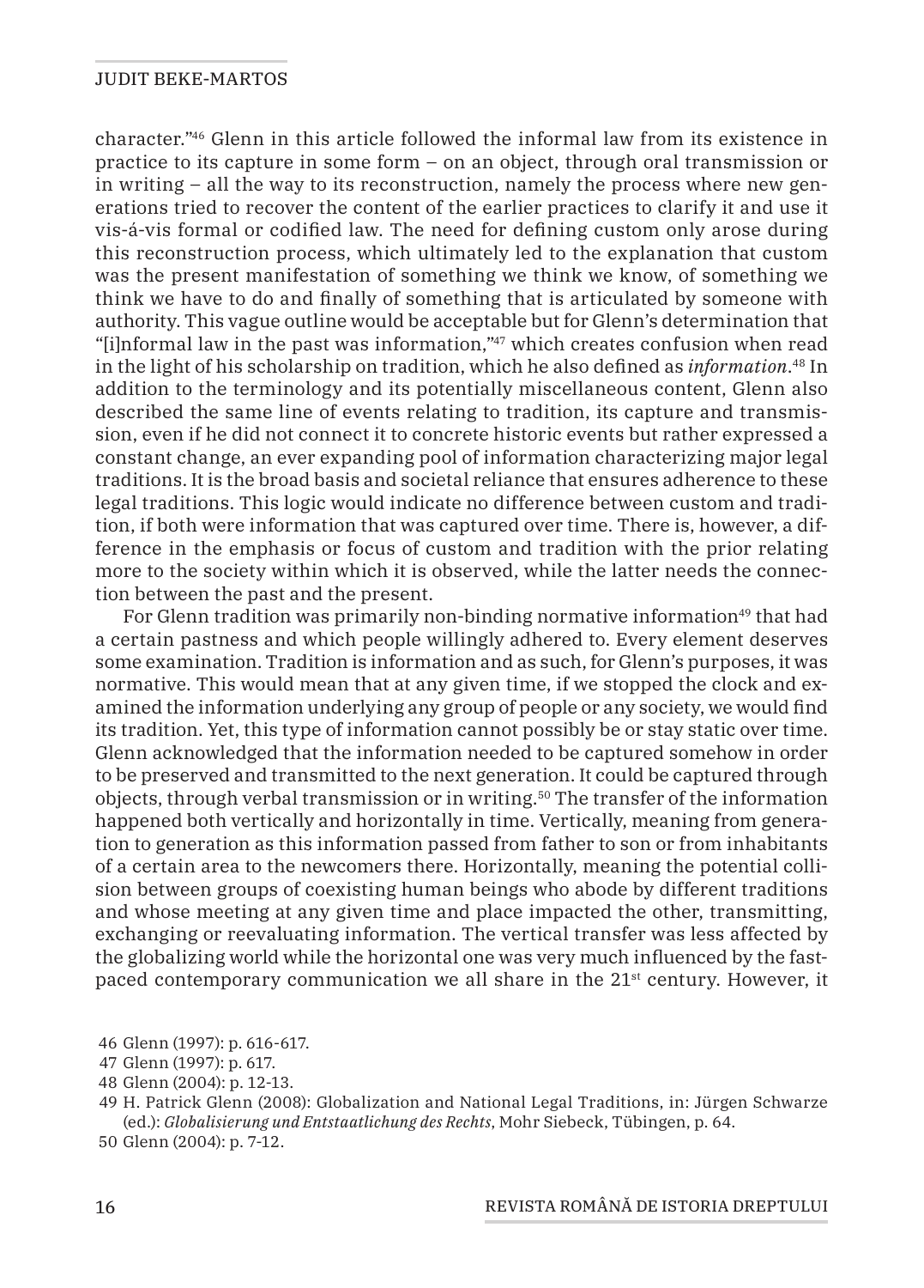character."[46] Glenn in this article followed the informal law from its existence in practice to its capture in some form – on an object, through oral transmission or in writing – all the way to its reconstruction, namely the process where new generations tried to recover the content of the earlier practices to clarify it and use it vis-á-vis formal or codified law. The need for defining custom only arose during this reconstruction process, which ultimately led to the explanation that custom was the present manifestation of something we think we know, of something we think we have to do and finally of something that is articulated by someone with authority. This vague outline would be acceptable but for Glenn's determination that "[i]nformal law in the past was information,"[47] which creates confusion when read in the light of his scholarship on tradition, which he also defined as *information*.[48] In addition to the terminology and its potentially miscellaneous content, Glenn also described the same line of events relating to tradition, its capture and transmission, even if he did not connect it to concrete historic events but rather expressed a constant change, an ever expanding pool of information characterizing major legal traditions. It is the broad basis and societal reliance that ensures adherence to these legal traditions. This logic would indicate no difference between custom and tradition, if both were information that was captured over time. There is, however, a difference in the emphasis or focus of custom and tradition with the prior relating more to the society within which it is observed, while the latter needs the connection between the past and the present.

For Glenn tradition was primarily non-binding normative information[49] that had a certain pastness and which people willingly adhered to. Every element deserves some examination. Tradition is information and as such, for Glenn's purposes, it was normative. This would mean that at any given time, if we stopped the clock and examined the information underlying any group of people or any society, we would find its tradition. Yet, this type of information cannot possibly be or stay static over time. Glenn acknowledged that the information needed to be captured somehow in order to be preserved and transmitted to the next generation. It could be captured through objects, through verbal transmission or in writing.[50] The transfer of the information happened both vertically and horizontally in time. Vertically, meaning from generation to generation as this information passed from father to son or from inhabitants of a certain area to the newcomers there. Horizontally, meaning the potential collision between groups of coexisting human beings who abode by different traditions and whose meeting at any given time and place impacted the other, transmitting, exchanging or reevaluating information. The vertical transfer was less affected by the globalizing world while the horizontal one was very much influenced by the fast-paced contemporary communication we all share in the 21st century. However, it

46 Glenn (1997): p. 616-617.

47 Glenn (1997): p. 617.

48 Glenn (2004): p. 12-13.

49 H. Patrick Glenn (2008): Globalization and National Legal Traditions, in: Jürgen Schwarze (ed.): *Globalisierung und Entstaatlichung des Rechts*, Mohr Siebeck, Tübingen, p. 64.

50 Glenn (2004): p. 7-12.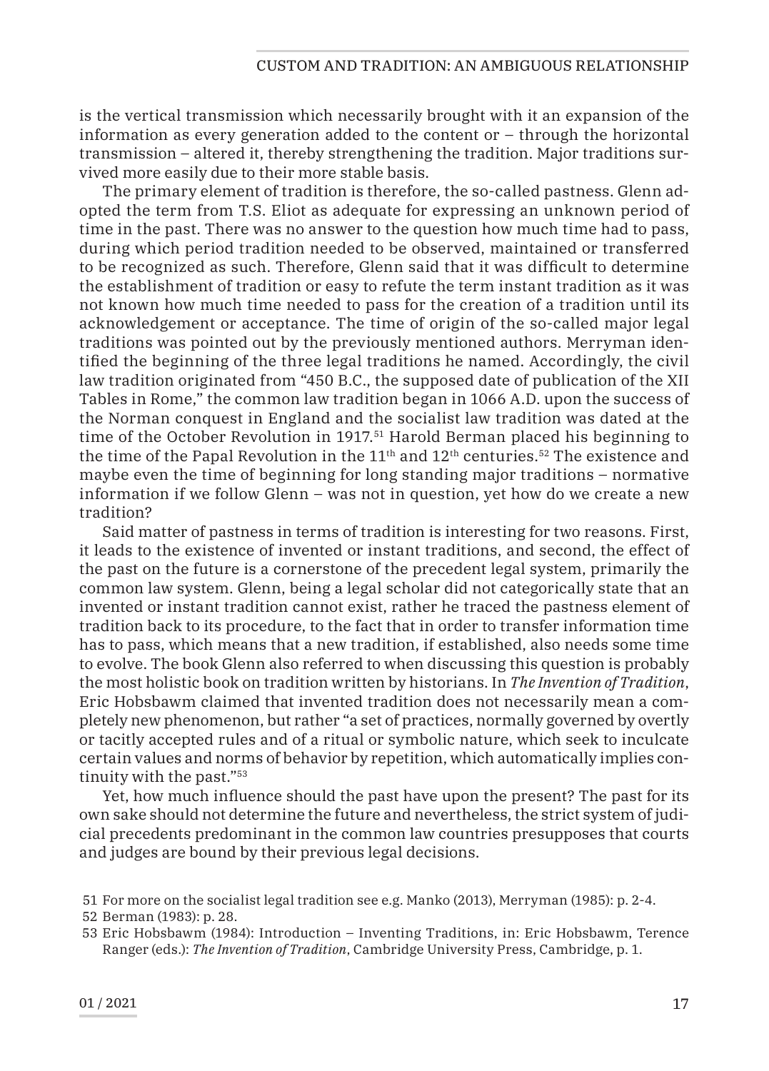is the vertical transmission which necessarily brought with it an expansion of the information as every generation added to the content or – through the horizontal transmission – altered it, thereby strengthening the tradition. Major traditions survived more easily due to their more stable basis.

The primary element of tradition is therefore, the so-called pastness. Glenn adopted the term from T.S. Eliot as adequate for expressing an unknown period of time in the past. There was no answer to the question how much time had to pass, during which period tradition needed to be observed, maintained or transferred to be recognized as such. Therefore, Glenn said that it was difficult to determine the establishment of tradition or easy to refute the term instant tradition as it was not known how much time needed to pass for the creation of a tradition until its acknowledgement or acceptance. The time of origin of the so-called major legal traditions was pointed out by the previously mentioned authors. Merryman identified the beginning of the three legal traditions he named. Accordingly, the civil law tradition originated from "450 B.C., the supposed date of publication of the XII Tables in Rome," the common law tradition began in 1066 A.D. upon the success of the Norman conquest in England and the socialist law tradition was dated at the time of the October Revolution in 1917.[51] Harold Berman placed his beginning to the time of the Papal Revolution in the 11th and 12th centuries.[52] The existence and maybe even the time of beginning for long standing major traditions – normative information if we follow Glenn – was not in question, yet how do we create a new tradition?

Said matter of pastness in terms of tradition is interesting for two reasons. First, it leads to the existence of invented or instant traditions, and second, the effect of the past on the future is a cornerstone of the precedent legal system, primarily the common law system. Glenn, being a legal scholar did not categorically state that an invented or instant tradition cannot exist, rather he traced the pastness element of tradition back to its procedure, to the fact that in order to transfer information time has to pass, which means that a new tradition, if established, also needs some time to evolve. The book Glenn also referred to when discussing this question is probably the most holistic book on tradition written by historians. In *The Invention of Tradition*, Eric Hobsbawm claimed that invented tradition does not necessarily mean a completely new phenomenon, but rather "a set of practices, normally governed by overtly or tacitly accepted rules and of a ritual or symbolic nature, which seek to inculcate certain values and norms of behavior by repetition, which automatically implies continuity with the past."[53]

Yet, how much influence should the past have upon the present? The past for its own sake should not determine the future and nevertheless, the strict system of judicial precedents predominant in the common law countries presupposes that courts and judges are bound by their previous legal decisions.

51 For more on the socialist legal tradition see e.g. Manko (2013), Merryman (1985): p. 2-4.

52 Berman (1983): p. 28.

53 Eric Hobsbawm (1984): Introduction – Inventing Traditions, in: Eric Hobsbawm, Terence Ranger (eds.): *The Invention of Tradition*, Cambridge University Press, Cambridge, p. 1.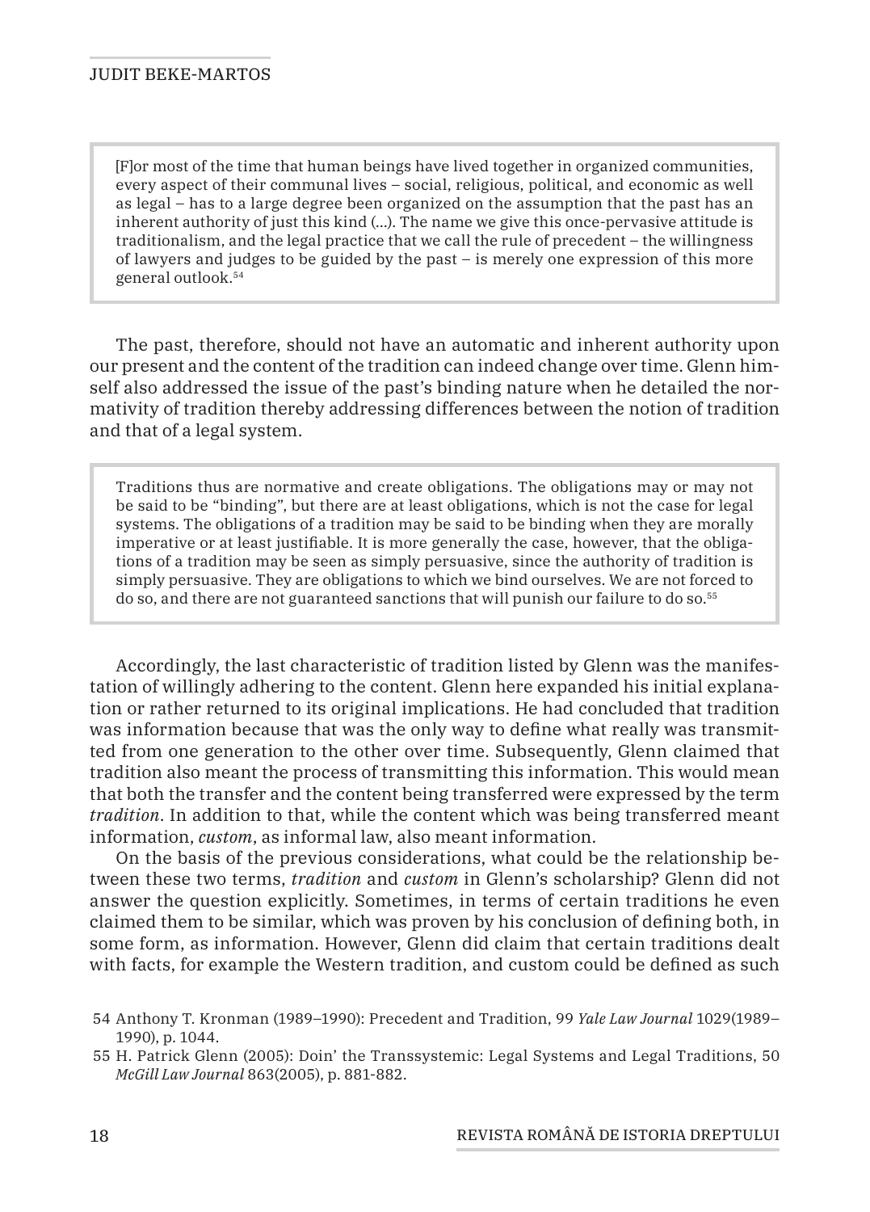> [F]or most of the time that human beings have lived together in organized communities, every aspect of their communal lives – social, religious, political, and economic as well as legal – has to a large degree been organized on the assumption that the past has an inherent authority of just this kind (...). The name we give this once-pervasive attitude is traditionalism, and the legal practice that we call the rule of precedent – the willingness of lawyers and judges to be guided by the past – is merely one expression of this more general outlook.[54]

The past, therefore, should not have an automatic and inherent authority upon our present and the content of the tradition can indeed change over time. Glenn himself also addressed the issue of the past's binding nature when he detailed the normativity of tradition thereby addressing differences between the notion of tradition and that of a legal system.

> Traditions thus are normative and create obligations. The obligations may or may not be said to be "binding", but there are at least obligations, which is not the case for legal systems. The obligations of a tradition may be said to be binding when they are morally imperative or at least justifiable. It is more generally the case, however, that the obligations of a tradition may be seen as simply persuasive, since the authority of tradition is simply persuasive. They are obligations to which we bind ourselves. We are not forced to do so, and there are not guaranteed sanctions that will punish our failure to do so.[55]

Accordingly, the last characteristic of tradition listed by Glenn was the manifestation of willingly adhering to the content. Glenn here expanded his initial explanation or rather returned to its original implications. He had concluded that tradition was information because that was the only way to define what really was transmitted from one generation to the other over time. Subsequently, Glenn claimed that tradition also meant the process of transmitting this information. This would mean that both the transfer and the content being transferred were expressed by the term *tradition*. In addition to that, while the content which was being transferred meant information, *custom*, as informal law, also meant information.

On the basis of the previous considerations, what could be the relationship between these two terms, *tradition* and *custom* in Glenn's scholarship? Glenn did not answer the question explicitly. Sometimes, in terms of certain traditions he even claimed them to be similar, which was proven by his conclusion of defining both, in some form, as information. However, Glenn did claim that certain traditions dealt with facts, for example the Western tradition, and custom could be defined as such

54 Anthony T. Kronman (1989–1990): Precedent and Tradition, 99 *Yale Law Journal* 1029(1989–1990), p. 1044.

55 H. Patrick Glenn (2005): Doin' the Transsystemic: Legal Systems and Legal Traditions, 50 *McGill Law Journal* 863(2005), p. 881-882.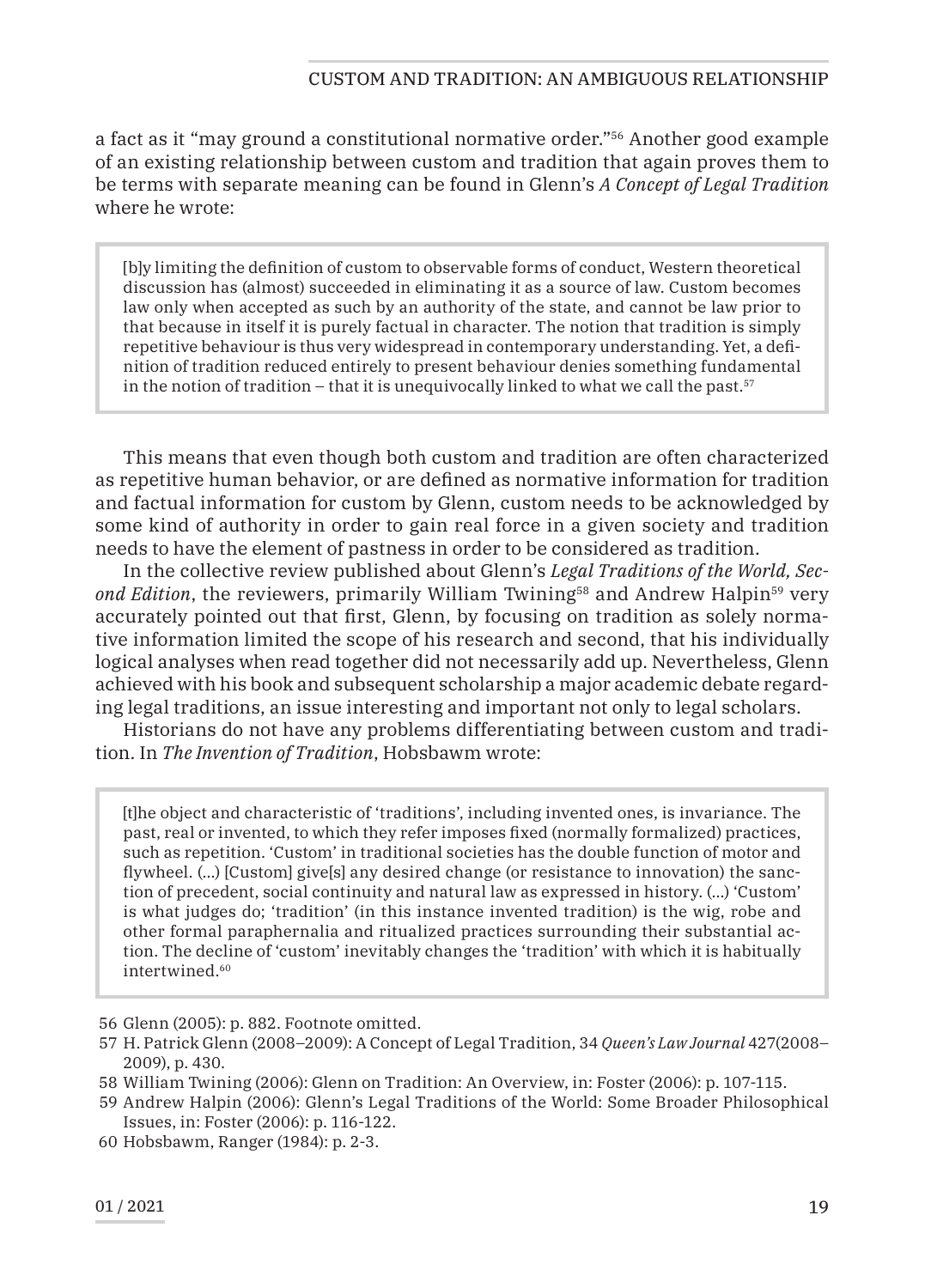a fact as it "may ground a constitutional normative order."[56] Another good example of an existing relationship between custom and tradition that again proves them to be terms with separate meaning can be found in Glenn's *A Concept of Legal Tradition* where he wrote:

> [b]y limiting the definition of custom to observable forms of conduct, Western theoretical discussion has (almost) succeeded in eliminating it as a source of law. Custom becomes law only when accepted as such by an authority of the state, and cannot be law prior to that because in itself it is purely factual in character. The notion that tradition is simply repetitive behaviour is thus very widespread in contemporary understanding. Yet, a definition of tradition reduced entirely to present behaviour denies something fundamental in the notion of tradition – that it is unequivocally linked to what we call the past.[57]

This means that even though both custom and tradition are often characterized as repetitive human behavior, or are defined as normative information for tradition and factual information for custom by Glenn, custom needs to be acknowledged by some kind of authority in order to gain real force in a given society and tradition needs to have the element of pastness in order to be considered as tradition.

In the collective review published about Glenn's *Legal Traditions of the World, Second Edition*, the reviewers, primarily William Twining[58] and Andrew Halpin[59] very accurately pointed out that first, Glenn, by focusing on tradition as solely normative information limited the scope of his research and second, that his individually logical analyses when read together did not necessarily add up. Nevertheless, Glenn achieved with his book and subsequent scholarship a major academic debate regarding legal traditions, an issue interesting and important not only to legal scholars.

Historians do not have any problems differentiating between custom and tradition. In *The Invention of Tradition*, Hobsbawm wrote:

> [t]he object and characteristic of 'traditions', including invented ones, is invariance. The past, real or invented, to which they refer imposes fixed (normally formalized) practices, such as repetition. 'Custom' in traditional societies has the double function of motor and flywheel. (…) [Custom] give[s] any desired change (or resistance to innovation) the sanction of precedent, social continuity and natural law as expressed in history. (…) 'Custom' is what judges do; 'tradition' (in this instance invented tradition) is the wig, robe and other formal paraphernalia and ritualized practices surrounding their substantial action. The decline of 'custom' inevitably changes the 'tradition' with which it is habitually intertwined.[60]

---

56 Glenn (2005): p. 882. Footnote omitted.

57 H. Patrick Glenn (2008–2009): A Concept of Legal Tradition, 34 *Queen's Law Journal* 427(2008–2009), p. 430.

58 William Twining (2006): Glenn on Tradition: An Overview, in: Foster (2006): p. 107-115.

59 Andrew Halpin (2006): Glenn's Legal Traditions of the World: Some Broader Philosophical Issues, in: Foster (2006): p. 116-122.

60 Hobsbawm, Ranger (1984): p. 2-3.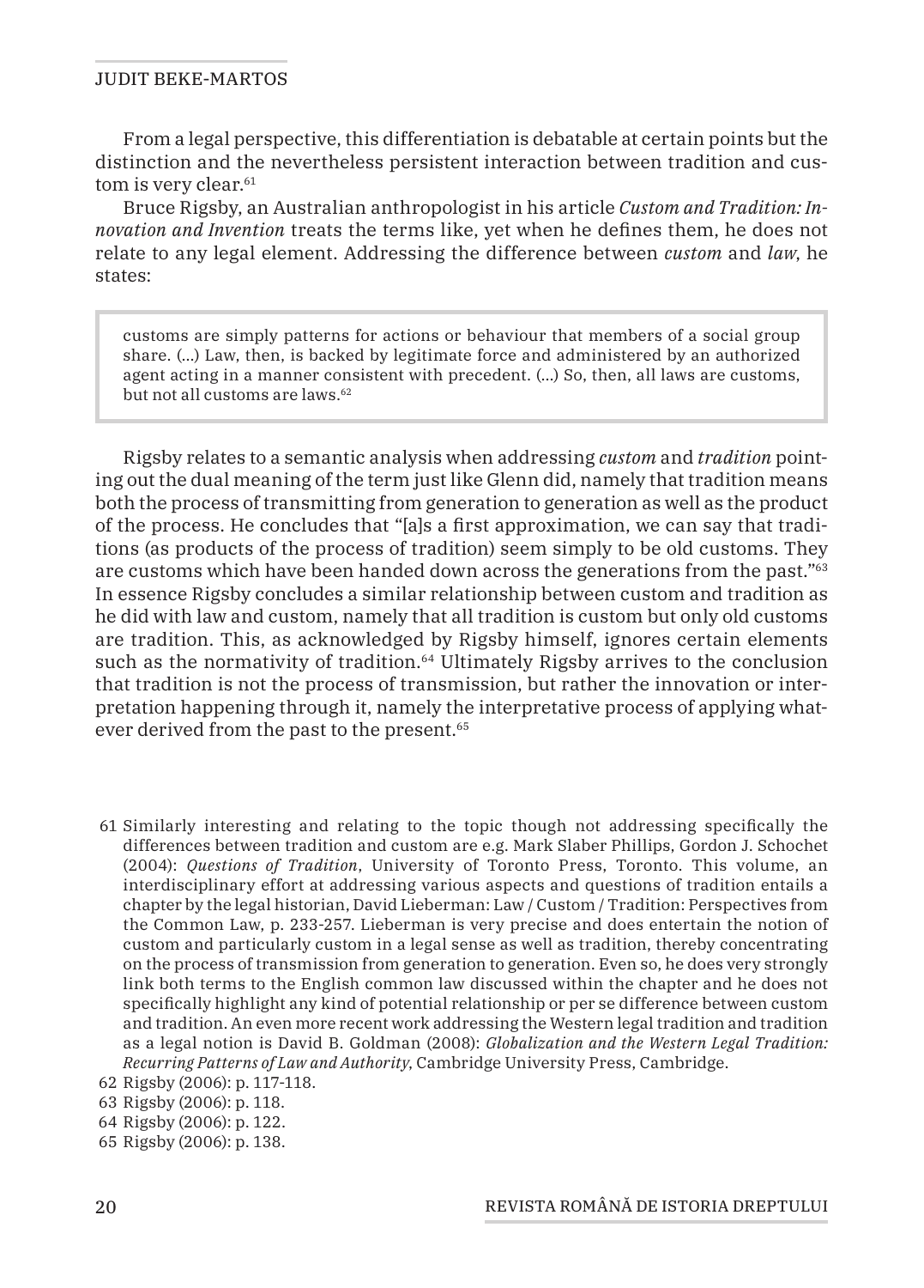From a legal perspective, this differentiation is debatable at certain points but the distinction and the nevertheless persistent interaction between tradition and custom is very clear.[61]

Bruce Rigsby, an Australian anthropologist in his article *Custom and Tradition: Innovation and Invention* treats the terms like, yet when he defines them, he does not relate to any legal element. Addressing the difference between *custom* and *law*, he states:

> customs are simply patterns for actions or behaviour that members of a social group share. (...) Law, then, is backed by legitimate force and administered by an authorized agent acting in a manner consistent with precedent. (...) So, then, all laws are customs, but not all customs are laws.[62]

Rigsby relates to a semantic analysis when addressing *custom* and *tradition* pointing out the dual meaning of the term just like Glenn did, namely that tradition means both the process of transmitting from generation to generation as well as the product of the process. He concludes that "[a]s a first approximation, we can say that traditions (as products of the process of tradition) seem simply to be old customs. They are customs which have been handed down across the generations from the past."[63] In essence Rigsby concludes a similar relationship between custom and tradition as he did with law and custom, namely that all tradition is custom but only old customs are tradition. This, as acknowledged by Rigsby himself, ignores certain elements such as the normativity of tradition.[64] Ultimately Rigsby arrives to the conclusion that tradition is not the process of transmission, but rather the innovation or interpretation happening through it, namely the interpretative process of applying whatever derived from the past to the present.[65]

---

61 Similarly interesting and relating to the topic though not addressing specifically the differences between tradition and custom are e.g. Mark Slaber Phillips, Gordon J. Schochet (2004): *Questions of Tradition*, University of Toronto Press, Toronto. This volume, an interdisciplinary effort at addressing various aspects and questions of tradition entails a chapter by the legal historian, David Lieberman: Law / Custom / Tradition: Perspectives from the Common Law, p. 233-257. Lieberman is very precise and does entertain the notion of custom and particularly custom in a legal sense as well as tradition, thereby concentrating on the process of transmission from generation to generation. Even so, he does very strongly link both terms to the English common law discussed within the chapter and he does not specifically highlight any kind of potential relationship or per se difference between custom and tradition. An even more recent work addressing the Western legal tradition and tradition as a legal notion is David B. Goldman (2008): *Globalization and the Western Legal Tradition: Recurring Patterns of Law and Authority*, Cambridge University Press, Cambridge.

62 Rigsby (2006): p. 117-118.

63 Rigsby (2006): p. 118.

64 Rigsby (2006): p. 122.

65 Rigsby (2006): p. 138.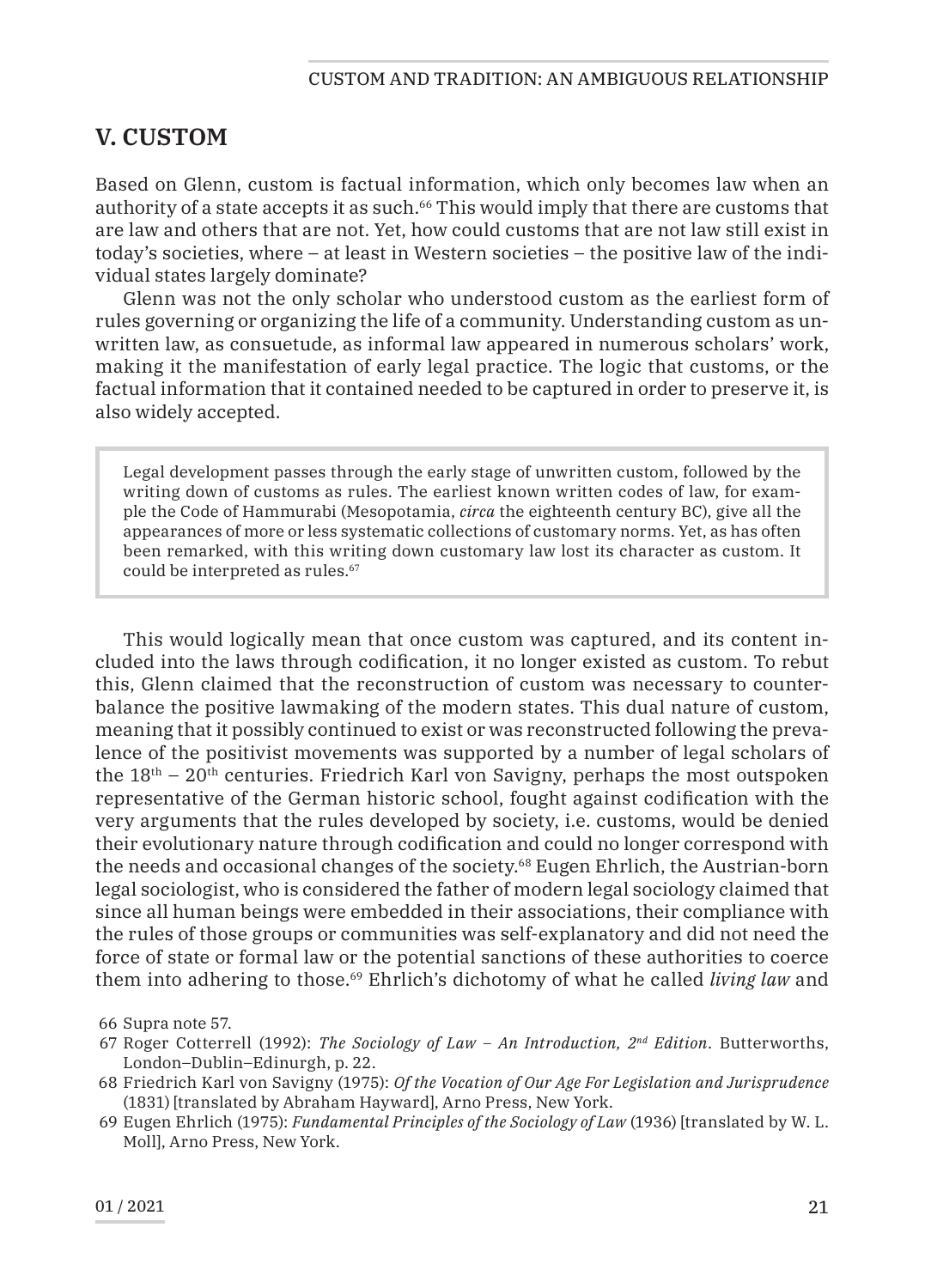## V. CUSTOM

Based on Glenn, custom is factual information, which only becomes law when an authority of a state accepts it as such.[66] This would imply that there are customs that are law and others that are not. Yet, how could customs that are not law still exist in today's societies, where – at least in Western societies – the positive law of the individual states largely dominate?

Glenn was not the only scholar who understood custom as the earliest form of rules governing or organizing the life of a community. Understanding custom as unwritten law, as consuetude, as informal law appeared in numerous scholars' work, making it the manifestation of early legal practice. The logic that customs, or the factual information that it contained needed to be captured in order to preserve it, is also widely accepted.

> Legal development passes through the early stage of unwritten custom, followed by the writing down of customs as rules. The earliest known written codes of law, for example the Code of Hammurabi (Mesopotamia, *circa* the eighteenth century BC), give all the appearances of more or less systematic collections of customary norms. Yet, as has often been remarked, with this writing down customary law lost its character as custom. It could be interpreted as rules.[67]

This would logically mean that once custom was captured, and its content included into the laws through codification, it no longer existed as custom. To rebut this, Glenn claimed that the reconstruction of custom was necessary to counterbalance the positive lawmaking of the modern states. This dual nature of custom, meaning that it possibly continued to exist or was reconstructed following the prevalence of the positivist movements was supported by a number of legal scholars of the 18th – 20th centuries. Friedrich Karl von Savigny, perhaps the most outspoken representative of the German historic school, fought against codification with the very arguments that the rules developed by society, i.e. customs, would be denied their evolutionary nature through codification and could no longer correspond with the needs and occasional changes of the society.[68] Eugen Ehrlich, the Austrian-born legal sociologist, who is considered the father of modern legal sociology claimed that since all human beings were embedded in their associations, their compliance with the rules of those groups or communities was self-explanatory and did not need the force of state or formal law or the potential sanctions of these authorities to coerce them into adhering to those.[69] Ehrlich's dichotomy of what he called *living law* and

66 Supra note 57.

67 Roger Cotterrell (1992): *The Sociology of Law – An Introduction, 2nd Edition*. Butterworths, London–Dublin–Edinurgh, p. 22.

68 Friedrich Karl von Savigny (1975): *Of the Vocation of Our Age For Legislation and Jurisprudence* (1831) [translated by Abraham Hayward], Arno Press, New York.

69 Eugen Ehrlich (1975): *Fundamental Principles of the Sociology of Law* (1936) [translated by W. L. Moll], Arno Press, New York.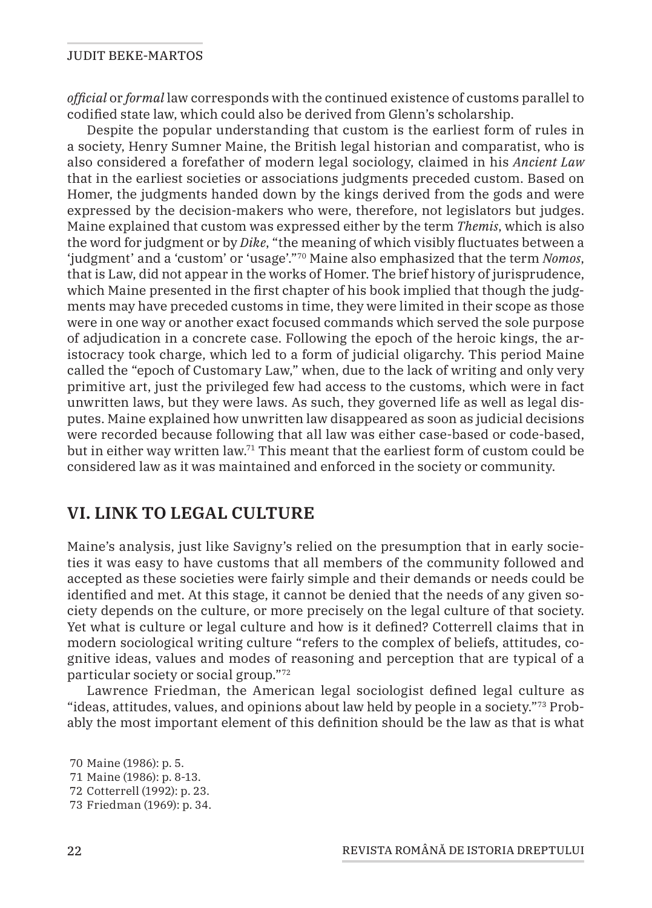*official* or *formal* law corresponds with the continued existence of customs parallel to codified state law, which could also be derived from Glenn's scholarship.

Despite the popular understanding that custom is the earliest form of rules in a society, Henry Sumner Maine, the British legal historian and comparatist, who is also considered a forefather of modern legal sociology, claimed in his *Ancient Law* that in the earliest societies or associations judgments preceded custom. Based on Homer, the judgments handed down by the kings derived from the gods and were expressed by the decision-makers who were, therefore, not legislators but judges. Maine explained that custom was expressed either by the term *Themis*, which is also the word for judgment or by *Dike*, "the meaning of which visibly fluctuates between a 'judgment' and a 'custom' or 'usage'."[70] Maine also emphasized that the term *Nomos*, that is Law, did not appear in the works of Homer. The brief history of jurisprudence, which Maine presented in the first chapter of his book implied that though the judgments may have preceded customs in time, they were limited in their scope as those were in one way or another exact focused commands which served the sole purpose of adjudication in a concrete case. Following the epoch of the heroic kings, the aristocracy took charge, which led to a form of judicial oligarchy. This period Maine called the "epoch of Customary Law," when, due to the lack of writing and only very primitive art, just the privileged few had access to the customs, which were in fact unwritten laws, but they were laws. As such, they governed life as well as legal disputes. Maine explained how unwritten law disappeared as soon as judicial decisions were recorded because following that all law was either case-based or code-based, but in either way written law.[71] This meant that the earliest form of custom could be considered law as it was maintained and enforced in the society or community.

## VI. LINK TO LEGAL CULTURE

Maine's analysis, just like Savigny's relied on the presumption that in early societies it was easy to have customs that all members of the community followed and accepted as these societies were fairly simple and their demands or needs could be identified and met. At this stage, it cannot be denied that the needs of any given society depends on the culture, or more precisely on the legal culture of that society. Yet what is culture or legal culture and how is it defined? Cotterrell claims that in modern sociological writing culture "refers to the complex of beliefs, attitudes, cognitive ideas, values and modes of reasoning and perception that are typical of a particular society or social group."[72]

Lawrence Friedman, the American legal sociologist defined legal culture as "ideas, attitudes, values, and opinions about law held by people in a society."[73] Probably the most important element of this definition should be the law as that is what

70 Maine (1986): p. 5.
71 Maine (1986): p. 8-13.
72 Cotterrell (1992): p. 23.
73 Friedman (1969): p. 34.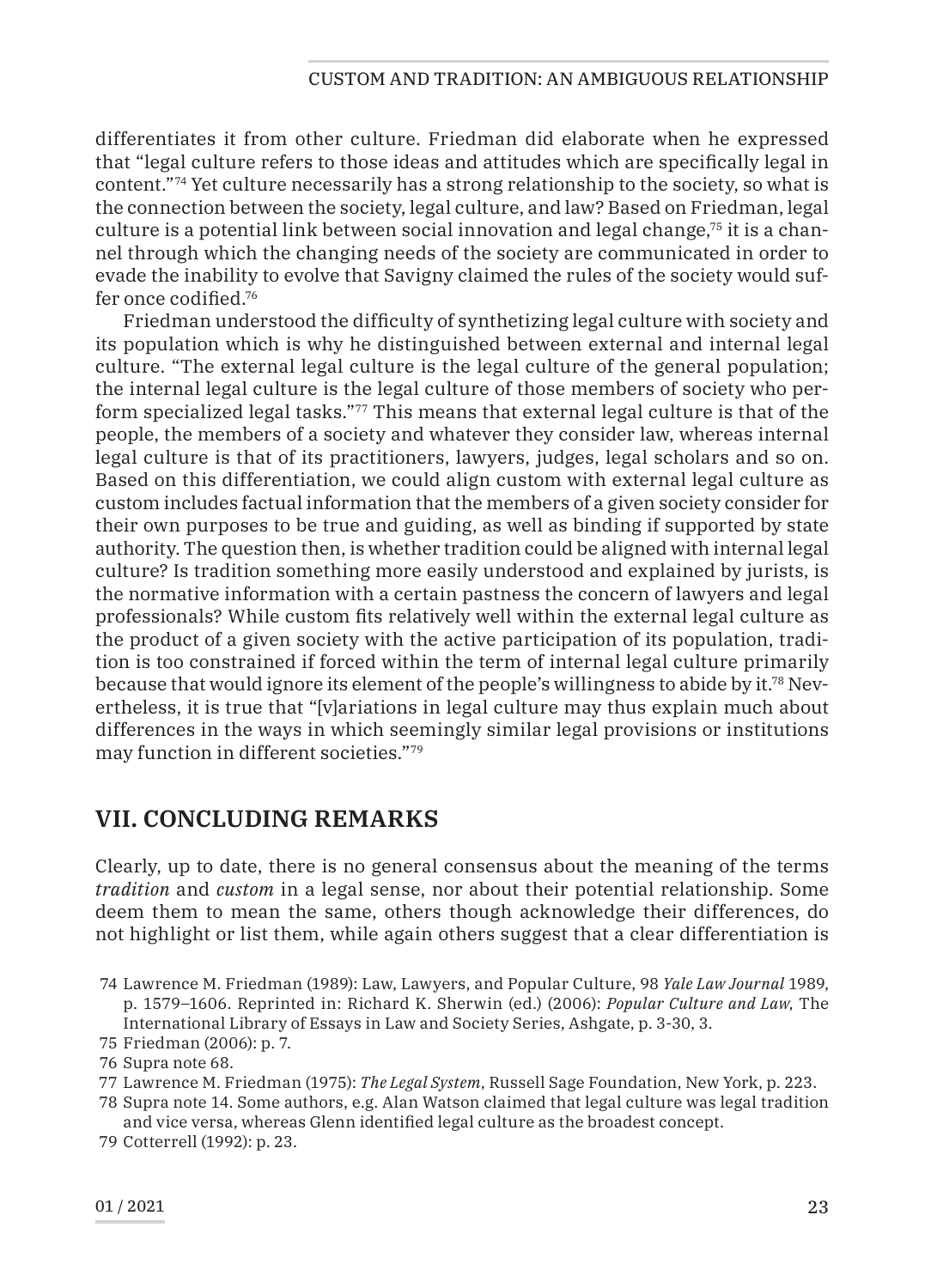differentiates it from other culture. Friedman did elaborate when he expressed that "legal culture refers to those ideas and attitudes which are specifically legal in content."[74] Yet culture necessarily has a strong relationship to the society, so what is the connection between the society, legal culture, and law? Based on Friedman, legal culture is a potential link between social innovation and legal change,[75] it is a channel through which the changing needs of the society are communicated in order to evade the inability to evolve that Savigny claimed the rules of the society would suffer once codified.[76]

Friedman understood the difficulty of synthetizing legal culture with society and its population which is why he distinguished between external and internal legal culture. "The external legal culture is the legal culture of the general population; the internal legal culture is the legal culture of those members of society who perform specialized legal tasks."[77] This means that external legal culture is that of the people, the members of a society and whatever they consider law, whereas internal legal culture is that of its practitioners, lawyers, judges, legal scholars and so on. Based on this differentiation, we could align custom with external legal culture as custom includes factual information that the members of a given society consider for their own purposes to be true and guiding, as well as binding if supported by state authority. The question then, is whether tradition could be aligned with internal legal culture? Is tradition something more easily understood and explained by jurists, is the normative information with a certain pastness the concern of lawyers and legal professionals? While custom fits relatively well within the external legal culture as the product of a given society with the active participation of its population, tradition is too constrained if forced within the term of internal legal culture primarily because that would ignore its element of the people's willingness to abide by it.[78] Nevertheless, it is true that "[v]ariations in legal culture may thus explain much about differences in the ways in which seemingly similar legal provisions or institutions may function in different societies."[79]

## VII. CONCLUDING REMARKS

Clearly, up to date, there is no general consensus about the meaning of the terms *tradition* and *custom* in a legal sense, nor about their potential relationship. Some deem them to mean the same, others though acknowledge their differences, do not highlight or list them, while again others suggest that a clear differentiation is

74 Lawrence M. Friedman (1989): Law, Lawyers, and Popular Culture, 98 *Yale Law Journal* 1989, p. 1579–1606. Reprinted in: Richard K. Sherwin (ed.) (2006): *Popular Culture and Law*, The International Library of Essays in Law and Society Series, Ashgate, p. 3-30, 3.

75 Friedman (2006): p. 7.

76 Supra note 68.

77 Lawrence M. Friedman (1975): *The Legal System*, Russell Sage Foundation, New York, p. 223.

78 Supra note 14. Some authors, e.g. Alan Watson claimed that legal culture was legal tradition and vice versa, whereas Glenn identified legal culture as the broadest concept.

79 Cotterrell (1992): p. 23.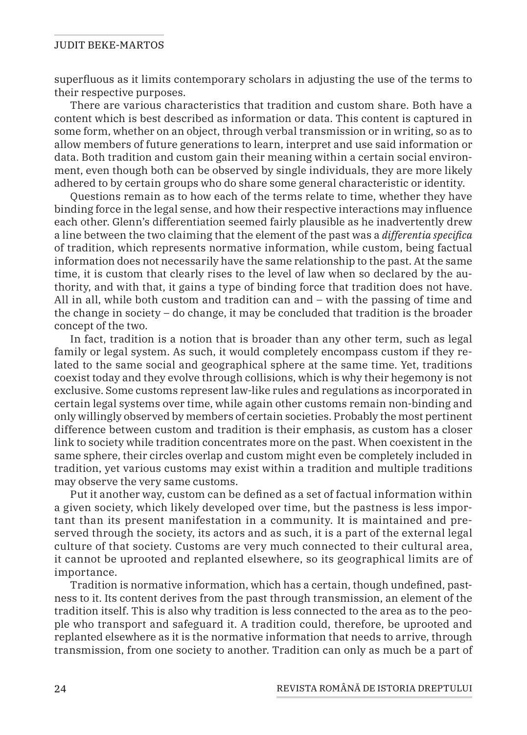superfluous as it limits contemporary scholars in adjusting the use of the terms to their respective purposes.

There are various characteristics that tradition and custom share. Both have a content which is best described as information or data. This content is captured in some form, whether on an object, through verbal transmission or in writing, so as to allow members of future generations to learn, interpret and use said information or data. Both tradition and custom gain their meaning within a certain social environment, even though both can be observed by single individuals, they are more likely adhered to by certain groups who do share some general characteristic or identity.

Questions remain as to how each of the terms relate to time, whether they have binding force in the legal sense, and how their respective interactions may influence each other. Glenn's differentiation seemed fairly plausible as he inadvertently drew a line between the two claiming that the element of the past was a *differentia specifica* of tradition, which represents normative information, while custom, being factual information does not necessarily have the same relationship to the past. At the same time, it is custom that clearly rises to the level of law when so declared by the authority, and with that, it gains a type of binding force that tradition does not have. All in all, while both custom and tradition can and – with the passing of time and the change in society – do change, it may be concluded that tradition is the broader concept of the two.

In fact, tradition is a notion that is broader than any other term, such as legal family or legal system. As such, it would completely encompass custom if they related to the same social and geographical sphere at the same time. Yet, traditions coexist today and they evolve through collisions, which is why their hegemony is not exclusive. Some customs represent law-like rules and regulations as incorporated in certain legal systems over time, while again other customs remain non-binding and only willingly observed by members of certain societies. Probably the most pertinent difference between custom and tradition is their emphasis, as custom has a closer link to society while tradition concentrates more on the past. When coexistent in the same sphere, their circles overlap and custom might even be completely included in tradition, yet various customs may exist within a tradition and multiple traditions may observe the very same customs.

Put it another way, custom can be defined as a set of factual information within a given society, which likely developed over time, but the pastness is less important than its present manifestation in a community. It is maintained and preserved through the society, its actors and as such, it is a part of the external legal culture of that society. Customs are very much connected to their cultural area, it cannot be uprooted and replanted elsewhere, so its geographical limits are of importance.

Tradition is normative information, which has a certain, though undefined, pastness to it. Its content derives from the past through transmission, an element of the tradition itself. This is also why tradition is less connected to the area as to the people who transport and safeguard it. A tradition could, therefore, be uprooted and replanted elsewhere as it is the normative information that needs to arrive, through transmission, from one society to another. Tradition can only as much be a part of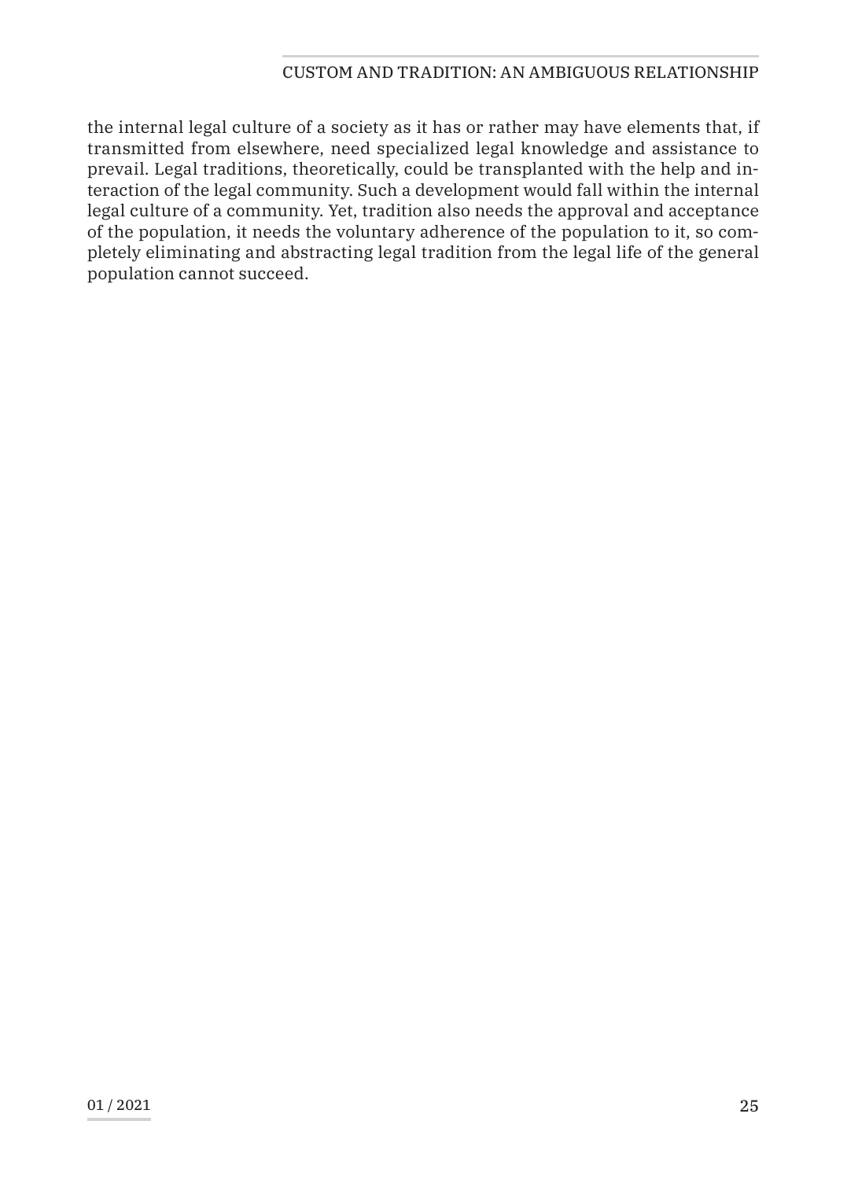the internal legal culture of a society as it has or rather may have elements that, if transmitted from elsewhere, need specialized legal knowledge and assistance to prevail. Legal traditions, theoretically, could be transplanted with the help and interaction of the legal community. Such a development would fall within the internal legal culture of a community. Yet, tradition also needs the approval and acceptance of the population, it needs the voluntary adherence of the population to it, so completely eliminating and abstracting legal tradition from the legal life of the general population cannot succeed.